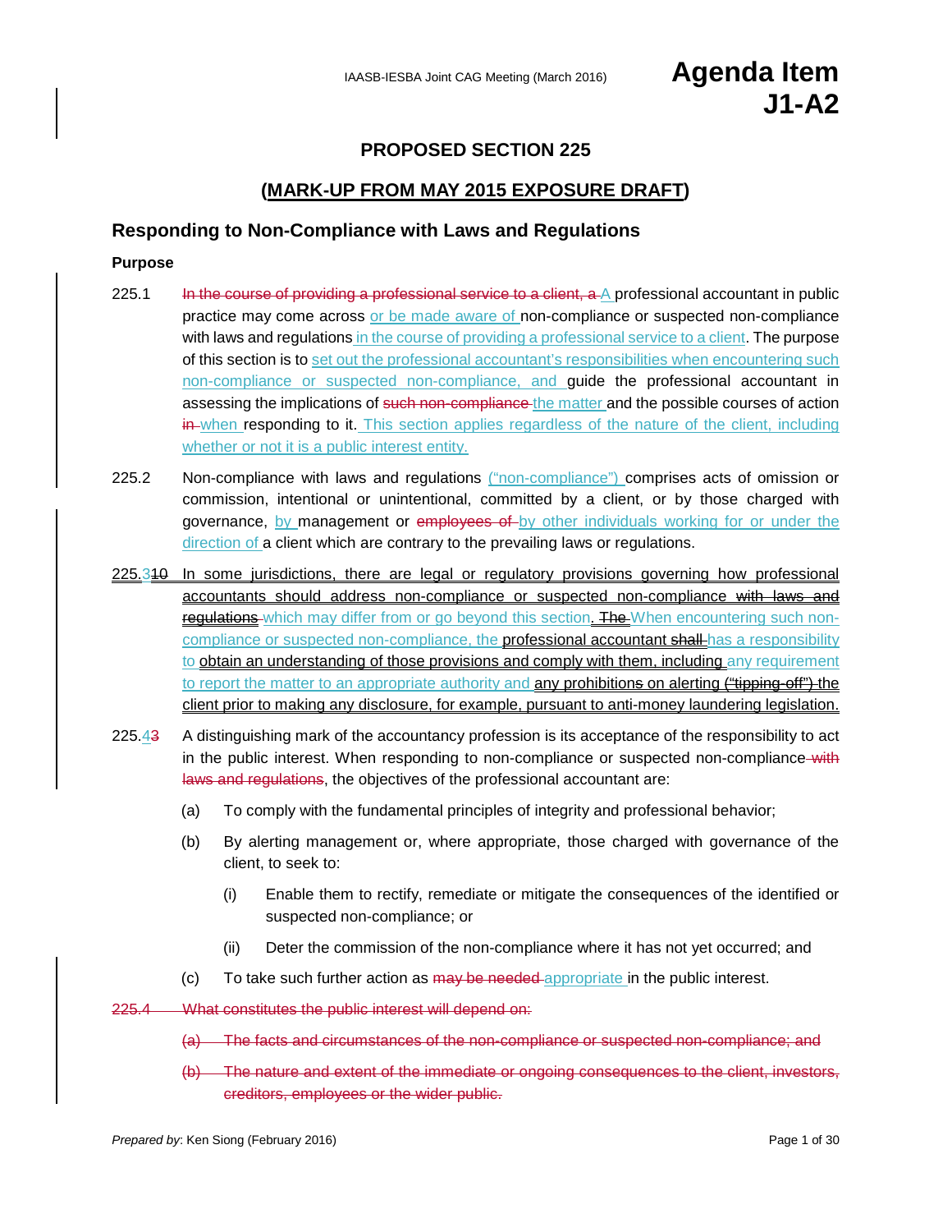IAASB-IESBA Joint CAG Meeting (March 2016)

# Agenda Item J1-A2

## PROPOSED SECTION 225

## (MARK-UP FROM MAY 2015 EXPOSURE DRAFT)

## Responding to Non-Compliance with Laws and Regulations

### Purpose

225.1 ~~In the course of providing a professional service to a client, a~~ A professional accountant in public practice may come across or be made aware of non-compliance or suspected non-compliance with laws and regulations in the course of providing a professional service to a client. The purpose of this section is to set out the professional accountant's responsibilities when encountering such non-compliance or suspected non-compliance, and guide the professional accountant in assessing the implications of ~~such non-compliance~~ the matter and the possible courses of action ~~in~~ when responding to it. This section applies regardless of the nature of the client, including whether or not it is a public interest entity.

225.2 Non-compliance with laws and regulations ("non-compliance") comprises acts of omission or commission, intentional or unintentional, committed by a client, or by those charged with governance, by management or ~~employees of~~ by other individuals working for or under the direction of a client which are contrary to the prevailing laws or regulations.

225.3~~10~~ In some jurisdictions, there are legal or regulatory provisions governing how professional accountants should address non-compliance or suspected non-compliance ~~with laws and regulations~~ which may differ from or go beyond this section. ~~The~~ When encountering such non-compliance or suspected non-compliance, the professional accountant ~~shall~~ has a responsibility to obtain an understanding of those provisions and comply with them, including any requirement to report the matter to an appropriate authority and any prohibitions on alerting ~~("tipping-off")~~ the client prior to making any disclosure, for example, pursuant to anti-money laundering legislation.

225.4~~3~~ A distinguishing mark of the accountancy profession is its acceptance of the responsibility to act in the public interest. When responding to non-compliance or suspected non-compliance ~~with laws and regulations~~, the objectives of the professional accountant are:

(a) To comply with the fundamental principles of integrity and professional behavior;

(b) By alerting management or, where appropriate, those charged with governance of the client, to seek to:

   (i) Enable them to rectify, remediate or mitigate the consequences of the identified or suspected non-compliance; or

   (ii) Deter the commission of the non-compliance where it has not yet occurred; and

(c) To take such further action as ~~may be needed~~ appropriate in the public interest.

~~225.4 What constitutes the public interest will depend on:~~

~~(a) The facts and circumstances of the non-compliance or suspected non-compliance; and~~

~~(b) The nature and extent of the immediate or ongoing consequences to the client, investors, creditors, employees or the wider public.~~

*Prepared by*: Ken Siong (February 2016)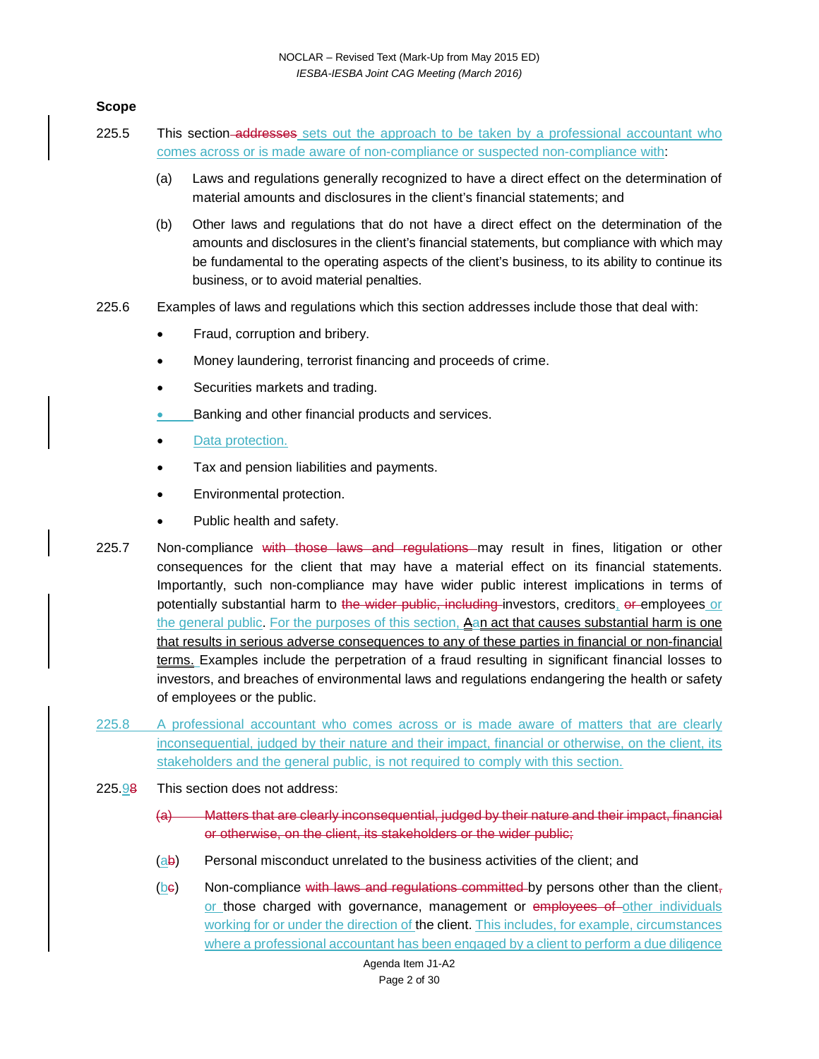## Scope

225.5 This section ~~addresses~~ sets out the approach to be taken by a professional accountant who comes across or is made aware of non-compliance or suspected non-compliance with:

(a) Laws and regulations generally recognized to have a direct effect on the determination of material amounts and disclosures in the client's financial statements; and

(b) Other laws and regulations that do not have a direct effect on the determination of the amounts and disclosures in the client's financial statements, but compliance with which may be fundamental to the operating aspects of the client's business, to its ability to continue its business, or to avoid material penalties.

225.6 Examples of laws and regulations which this section addresses include those that deal with:

- Fraud, corruption and bribery.
- Money laundering, terrorist financing and proceeds of crime.
- Securities markets and trading.
- Banking and other financial products and services.
- Data protection.
- Tax and pension liabilities and payments.
- Environmental protection.
- Public health and safety.

225.7 Non-compliance ~~with those laws and regulations~~ may result in fines, litigation or other consequences for the client that may have a material effect on its financial statements. Importantly, such non-compliance may have wider public interest implications in terms of potentially substantial harm to ~~the wider public, including~~ investors, creditors, ~~or~~ employees or the general public. For the purposes of this section, ~~A~~an act that causes substantial harm is one that results in serious adverse consequences to any of these parties in financial or non-financial terms. Examples include the perpetration of a fraud resulting in significant financial losses to investors, and breaches of environmental laws and regulations endangering the health or safety of employees or the public.

225.8 A professional accountant who comes across or is made aware of matters that are clearly inconsequential, judged by their nature and their impact, financial or otherwise, on the client, its stakeholders and the general public, is not required to comply with this section.

225.9~~8~~ This section does not address:

~~(a) Matters that are clearly inconsequential, judged by their nature and their impact, financial or otherwise, on the client, its stakeholders or the wider public;~~

(a~~b~~) Personal misconduct unrelated to the business activities of the client; and

(b~~c~~) Non-compliance ~~with laws and regulations committed~~ by persons other than the client~~,~~ or those charged with governance, management or ~~employees of~~ other individuals working for or under the direction of the client. This includes, for example, circumstances where a professional accountant has been engaged by a client to perform a due diligence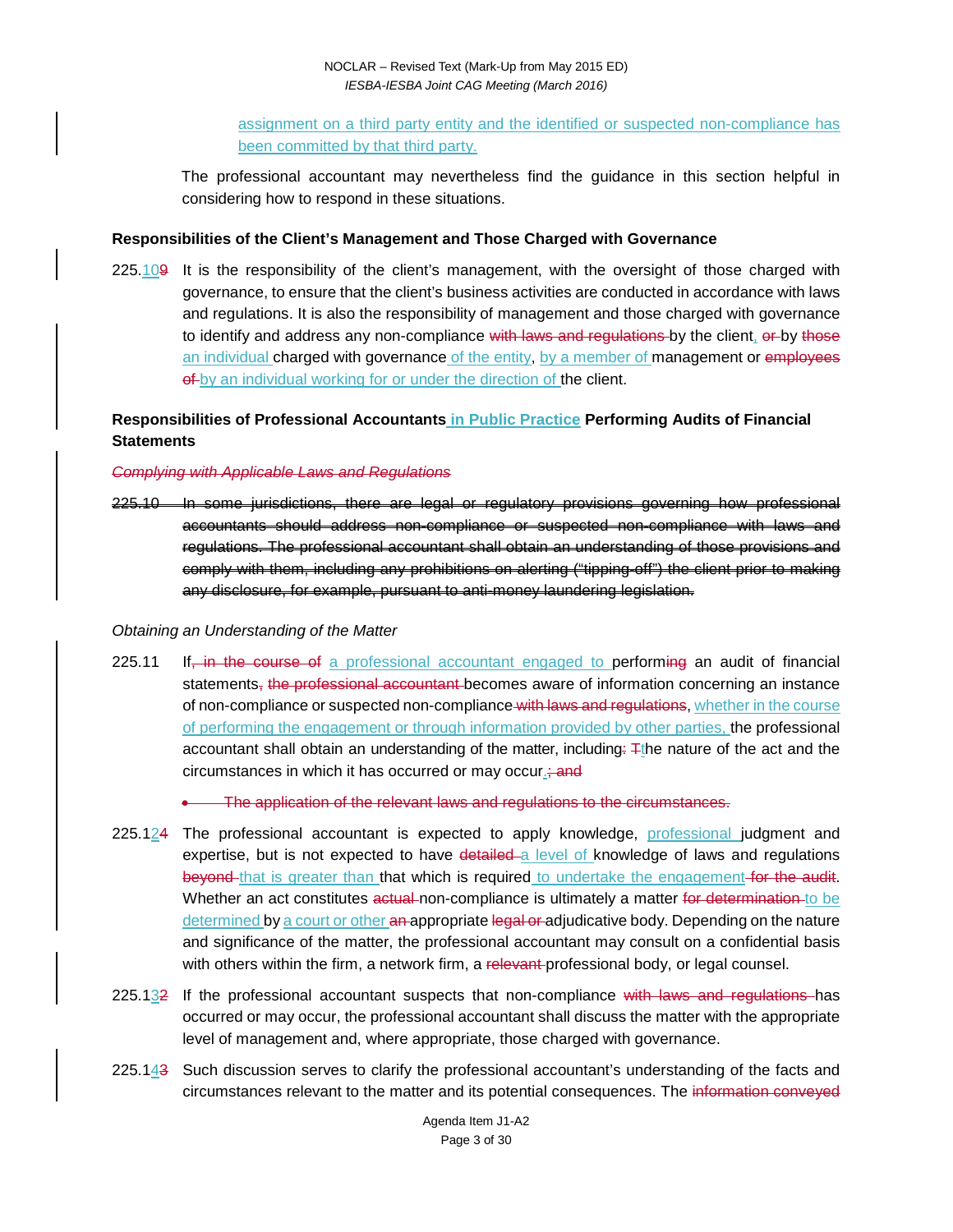<ins>assignment on a third party entity and the identified or suspected non-compliance has been committed by that third party.</ins>

The professional accountant may nevertheless find the guidance in this section helpful in considering how to respond in these situations.

**Responsibilities of the Client's Management and Those Charged with Governance**

225.<ins>10</ins>~~9~~ It is the responsibility of the client's management, with the oversight of those charged with governance, to ensure that the client's business activities are conducted in accordance with laws and regulations. It is also the responsibility of management and those charged with governance to identify and address any non-compliance ~~with laws and regulations~~ by the client<ins>,</ins> ~~or~~ by ~~those~~ <ins>an individual</ins> charged with governance <ins>of the entity</ins>, <ins>by a member of</ins> management or ~~employees of~~ <ins>by an individual working for or under the direction of</ins> the client.

**Responsibilities of Professional Accountants <ins>in Public Practice</ins> Performing Audits of Financial Statements**

~~*Complying with Applicable Laws and Regulations*~~

~~225.10 In some jurisdictions, there are legal or regulatory provisions governing how professional accountants should address non-compliance or suspected non-compliance with laws and regulations. The professional accountant shall obtain an understanding of those provisions and comply with them, including any prohibitions on alerting ("tipping-off") the client prior to making any disclosure, for example, pursuant to anti-money laundering legislation.~~

*Obtaining an Understanding of the Matter*

225.11 If~~, in the course of~~ <ins>a professional accountant engaged to</ins> perform~~ing~~ an audit of financial statements~~,~~ ~~the professional accountant~~ becomes aware of information concerning an instance of non-compliance or suspected non-compliance ~~with laws and regulations~~, <ins>whether in the course of performing the engagement or through information provided by other parties,</ins> the professional accountant shall obtain an understanding of the matter, including~~:~~ ~~T~~<ins>t</ins>he nature of the act and the circumstances in which it has occurred or may occur<ins>.</ins>~~; and~~

- ~~The application of the relevant laws and regulations to the circumstances.~~

225.1<ins>2</ins>~~1~~ The professional accountant is expected to apply knowledge, <ins>professional</ins> judgment and expertise, but is not expected to have ~~detailed~~ <ins>a level of</ins> knowledge of laws and regulations ~~beyond~~ <ins>that is greater than</ins> that which is required <ins>to undertake the engagement</ins> ~~for the audit~~. Whether an act constitutes ~~actual~~ non-compliance is ultimately a matter ~~for determination~~ <ins>to be determined</ins> by <ins>a court or other</ins> ~~an~~ appropriate ~~legal or~~ adjudicative body. Depending on the nature and significance of the matter, the professional accountant may consult on a confidential basis with others within the firm, a network firm, a ~~relevant~~ professional body, or legal counsel.

225.1<ins>3</ins>~~2~~ If the professional accountant suspects that non-compliance ~~with laws and regulations~~ has occurred or may occur, the professional accountant shall discuss the matter with the appropriate level of management and, where appropriate, those charged with governance.

225.1<ins>4</ins>~~3~~ Such discussion serves to clarify the professional accountant's understanding of the facts and circumstances relevant to the matter and its potential consequences. The ~~information conveyed~~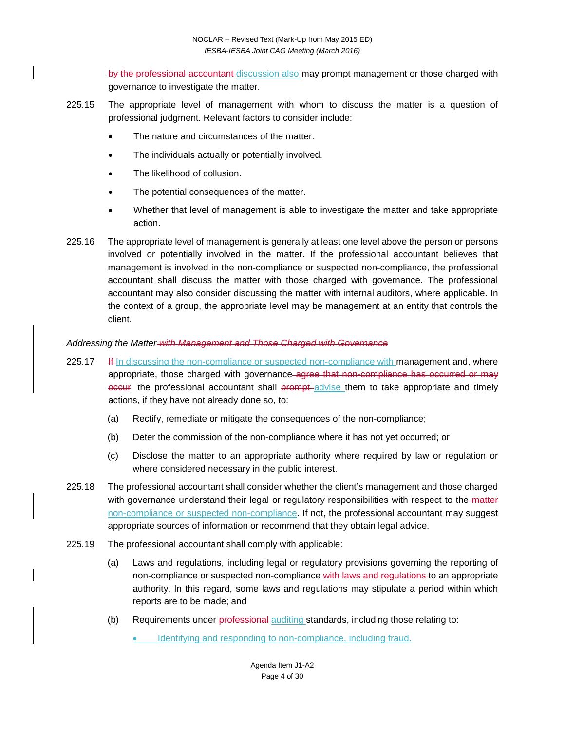by the professional accountant discussion also may prompt management or those charged with governance to investigate the matter.

225.15 The appropriate level of management with whom to discuss the matter is a question of professional judgment. Relevant factors to consider include:

- The nature and circumstances of the matter.
- The individuals actually or potentially involved.
- The likelihood of collusion.
- The potential consequences of the matter.
- Whether that level of management is able to investigate the matter and take appropriate action.

225.16 The appropriate level of management is generally at least one level above the person or persons involved or potentially involved in the matter. If the professional accountant believes that management is involved in the non-compliance or suspected non-compliance, the professional accountant shall discuss the matter with those charged with governance. The professional accountant may also consider discussing the matter with internal auditors, where applicable. In the context of a group, the appropriate level may be management at an entity that controls the client.

*Addressing the Matter with Management and Those Charged with Governance*

225.17 If In discussing the non-compliance or suspected non-compliance with management and, where appropriate, those charged with governance agree that non-compliance has occurred or may occur, the professional accountant shall prompt advise them to take appropriate and timely actions, if they have not already done so, to:

(a) Rectify, remediate or mitigate the consequences of the non-compliance;

(b) Deter the commission of the non-compliance where it has not yet occurred; or

(c) Disclose the matter to an appropriate authority where required by law or regulation or where considered necessary in the public interest.

225.18 The professional accountant shall consider whether the client's management and those charged with governance understand their legal or regulatory responsibilities with respect to the matter non-compliance or suspected non-compliance. If not, the professional accountant may suggest appropriate sources of information or recommend that they obtain legal advice.

225.19 The professional accountant shall comply with applicable:

(a) Laws and regulations, including legal or regulatory provisions governing the reporting of non-compliance or suspected non-compliance with laws and regulations to an appropriate authority. In this regard, some laws and regulations may stipulate a period within which reports are to be made; and

(b) Requirements under professional auditing standards, including those relating to:

- Identifying and responding to non-compliance, including fraud.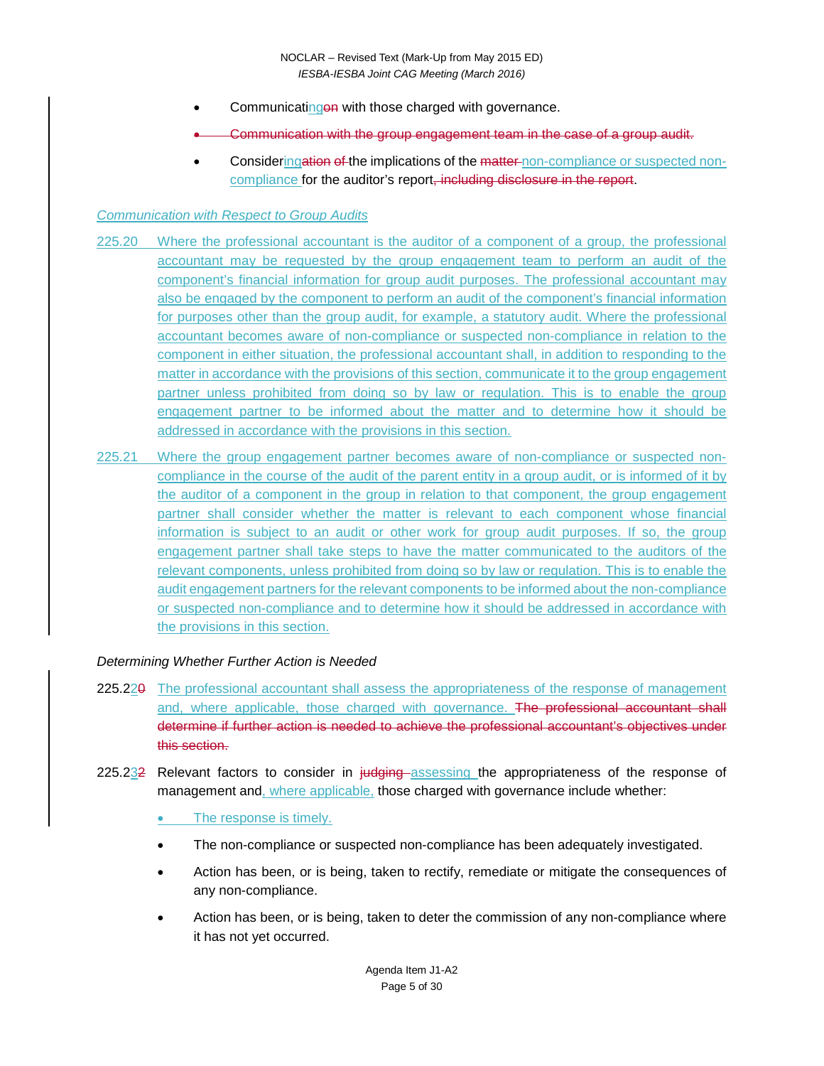- Communicatingon with those charged with governance.
- ~~Communication with the group engagement team in the case of a group audit.~~
- Consideringation of the implications of the ~~matter~~ non-compliance or suspected non-compliance for the auditor's report~~, including disclosure in the report~~.

*Communication with Respect to Group Audits*

225.20 Where the professional accountant is the auditor of a component of a group, the professional accountant may be requested by the group engagement team to perform an audit of the component's financial information for group audit purposes. The professional accountant may also be engaged by the component to perform an audit of the component's financial information for purposes other than the group audit, for example, a statutory audit. Where the professional accountant becomes aware of non-compliance or suspected non-compliance in relation to the component in either situation, the professional accountant shall, in addition to responding to the matter in accordance with the provisions of this section, communicate it to the group engagement partner unless prohibited from doing so by law or regulation. This is to enable the group engagement partner to be informed about the matter and to determine how it should be addressed in accordance with the provisions in this section.

225.21 Where the group engagement partner becomes aware of non-compliance or suspected non-compliance in the course of the audit of the parent entity in a group audit, or is informed of it by the auditor of a component in the group in relation to that component, the group engagement partner shall consider whether the matter is relevant to each component whose financial information is subject to an audit or other work for group audit purposes. If so, the group engagement partner shall take steps to have the matter communicated to the auditors of the relevant components, unless prohibited from doing so by law or regulation. This is to enable the audit engagement partners for the relevant components to be informed about the non-compliance or suspected non-compliance and to determine how it should be addressed in accordance with the provisions in this section.

*Determining Whether Further Action is Needed*

225.22~~0~~ The professional accountant shall assess the appropriateness of the response of management and, where applicable, those charged with governance. ~~The professional accountant shall determine if further action is needed to achieve the professional accountant's objectives under this section.~~

225.23~~2~~ Relevant factors to consider in ~~judging~~ assessing the appropriateness of the response of management and, where applicable, those charged with governance include whether:

- The response is timely.
- The non-compliance or suspected non-compliance has been adequately investigated.
- Action has been, or is being, taken to rectify, remediate or mitigate the consequences of any non-compliance.
- Action has been, or is being, taken to deter the commission of any non-compliance where it has not yet occurred.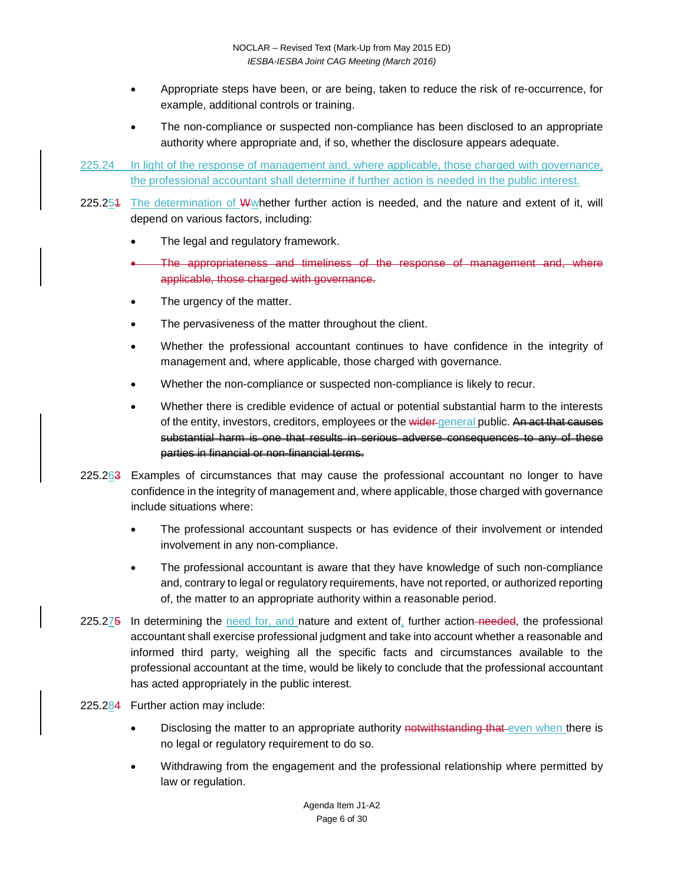- Appropriate steps have been, or are being, taken to reduce the risk of re-occurrence, for example, additional controls or training.
- The non-compliance or suspected non-compliance has been disclosed to an appropriate authority where appropriate and, if so, whether the disclosure appears adequate.

225.24 In light of the response of management and, where applicable, those charged with governance, the professional accountant shall determine if further action is needed in the public interest.

225.2~~5~~1 The determination of ~~W~~whether further action is needed, and the nature and extent of it, will depend on various factors, including:

- The legal and regulatory framework.
- ~~The appropriateness and timeliness of the response of management and, where applicable, those charged with governance.~~
- The urgency of the matter.
- The pervasiveness of the matter throughout the client.
- Whether the professional accountant continues to have confidence in the integrity of management and, where applicable, those charged with governance.
- Whether the non-compliance or suspected non-compliance is likely to recur.
- Whether there is credible evidence of actual or potential substantial harm to the interests of the entity, investors, creditors, employees or the ~~wider~~ general public. ~~An act that causes substantial harm is one that results in serious adverse consequences to any of these parties in financial or non-financial terms.~~

225.26~~3~~ Examples of circumstances that may cause the professional accountant no longer to have confidence in the integrity of management and, where applicable, those charged with governance include situations where:

- The professional accountant suspects or has evidence of their involvement or intended involvement in any non-compliance.
- The professional accountant is aware that they have knowledge of such non-compliance and, contrary to legal or regulatory requirements, have not reported, or authorized reporting of, the matter to an appropriate authority within a reasonable period.

225.27~~5~~ In determining the need for, and nature and extent of, further action ~~needed~~, the professional accountant shall exercise professional judgment and take into account whether a reasonable and informed third party, weighing all the specific facts and circumstances available to the professional accountant at the time, would be likely to conclude that the professional accountant has acted appropriately in the public interest.

225.28~~4~~ Further action may include:

- Disclosing the matter to an appropriate authority ~~notwithstanding that~~ even when there is no legal or regulatory requirement to do so.
- Withdrawing from the engagement and the professional relationship where permitted by law or regulation.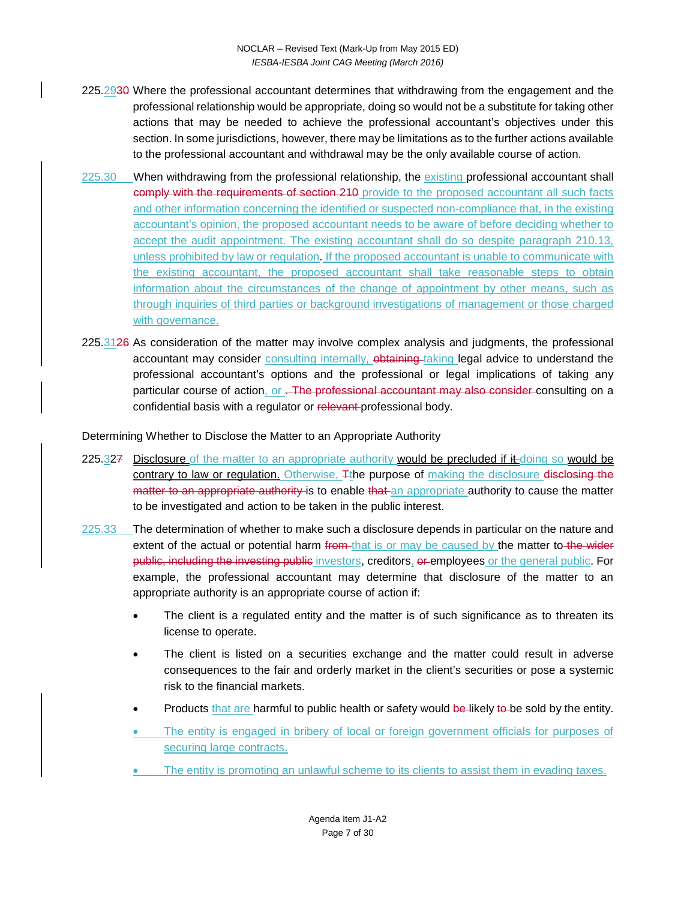225.2930 Where the professional accountant determines that withdrawing from the engagement and the professional relationship would be appropriate, doing so would not be a substitute for taking other actions that may be needed to achieve the professional accountant's objectives under this section. In some jurisdictions, however, there may be limitations as to the further actions available to the professional accountant and withdrawal may be the only available course of action.

225.30 When withdrawing from the professional relationship, the existing professional accountant shall comply with the requirements of section 210 provide to the proposed accountant all such facts and other information concerning the identified or suspected non-compliance that, in the existing accountant's opinion, the proposed accountant needs to be aware of before deciding whether to accept the audit appointment. The existing accountant shall do so despite paragraph 210.13, unless prohibited by law or regulation. If the proposed accountant is unable to communicate with the existing accountant, the proposed accountant shall take reasonable steps to obtain information about the circumstances of the change of appointment by other means, such as through inquiries of third parties or background investigations of management or those charged with governance.

225.3126 As consideration of the matter may involve complex analysis and judgments, the professional accountant may consider consulting internally, obtaining taking legal advice to understand the professional accountant's options and the professional or legal implications of taking any particular course of action, or . The professional accountant may also consider consulting on a confidential basis with a regulator or relevant professional body.

Determining Whether to Disclose the Matter to an Appropriate Authority

225.327 Disclosure of the matter to an appropriate authority would be precluded if it doing so would be contrary to law or regulation. Otherwise, Tthe purpose of making the disclosure disclosing the matter to an appropriate authority is to enable that an appropriate authority to cause the matter to be investigated and action to be taken in the public interest.

225.33 The determination of whether to make such a disclosure depends in particular on the nature and extent of the actual or potential harm from that is or may be caused by the matter to the wider public, including the investing public investors, creditors, or employees or the general public. For example, the professional accountant may determine that disclosure of the matter to an appropriate authority is an appropriate course of action if:

- The client is a regulated entity and the matter is of such significance as to threaten its license to operate.
- The client is listed on a securities exchange and the matter could result in adverse consequences to the fair and orderly market in the client's securities or pose a systemic risk to the financial markets.
- Products that are harmful to public health or safety would be likely to be sold by the entity.
- The entity is engaged in bribery of local or foreign government officials for purposes of securing large contracts.
- The entity is promoting an unlawful scheme to its clients to assist them in evading taxes.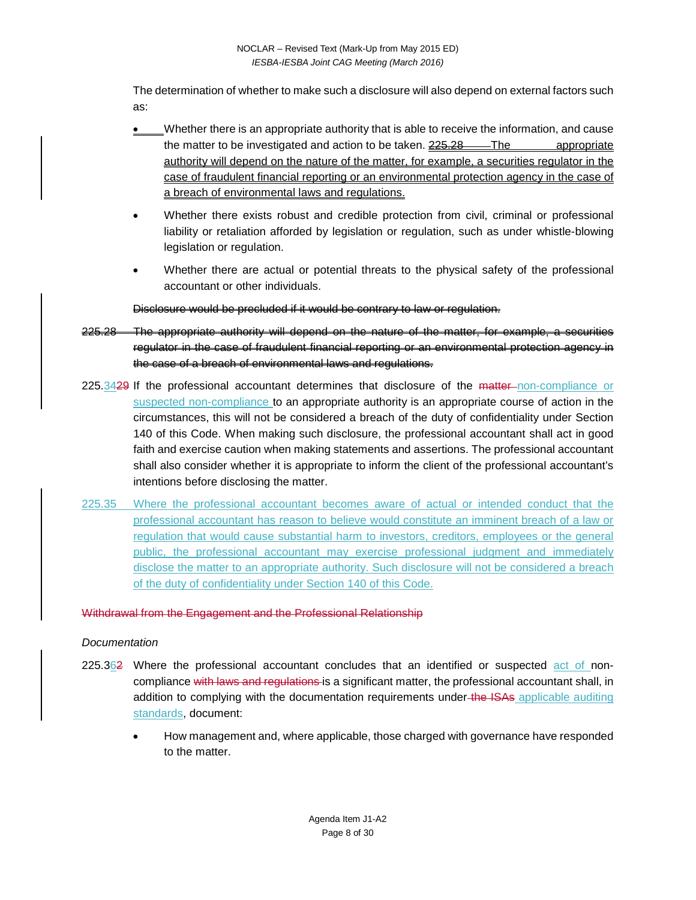The determination of whether to make such a disclosure will also depend on external factors such as:

- Whether there is an appropriate authority that is able to receive the information, and cause the matter to be investigated and action to be taken. ~~225.28~~ The appropriate authority will depend on the nature of the matter, for example, a securities regulator in the case of fraudulent financial reporting or an environmental protection agency in the case of a breach of environmental laws and regulations.
- Whether there exists robust and credible protection from civil, criminal or professional liability or retaliation afforded by legislation or regulation, such as under whistle-blowing legislation or regulation.
- Whether there are actual or potential threats to the physical safety of the professional accountant or other individuals.

~~Disclosure would be precluded if it would be contrary to law or regulation.~~

~~225.28 The appropriate authority will depend on the nature of the matter, for example, a securities regulator in the case of fraudulent financial reporting or an environmental protection agency in the case of a breach of environmental laws and regulations.~~

225.34~~29~~ If the professional accountant determines that disclosure of the ~~matter~~ non-compliance or suspected non-compliance to an appropriate authority is an appropriate course of action in the circumstances, this will not be considered a breach of the duty of confidentiality under Section 140 of this Code. When making such disclosure, the professional accountant shall act in good faith and exercise caution when making statements and assertions. The professional accountant shall also consider whether it is appropriate to inform the client of the professional accountant's intentions before disclosing the matter.

225.35 Where the professional accountant becomes aware of actual or intended conduct that the professional accountant has reason to believe would constitute an imminent breach of a law or regulation that would cause substantial harm to investors, creditors, employees or the general public, the professional accountant may exercise professional judgment and immediately disclose the matter to an appropriate authority. Such disclosure will not be considered a breach of the duty of confidentiality under Section 140 of this Code.

~~Withdrawal from the Engagement and the Professional Relationship~~

*Documentation*

225.36~~2~~ Where the professional accountant concludes that an identified or suspected act of non-compliance ~~with laws and regulations~~ is a significant matter, the professional accountant shall, in addition to complying with the documentation requirements under ~~the ISAs~~ applicable auditing standards, document:

- How management and, where applicable, those charged with governance have responded to the matter.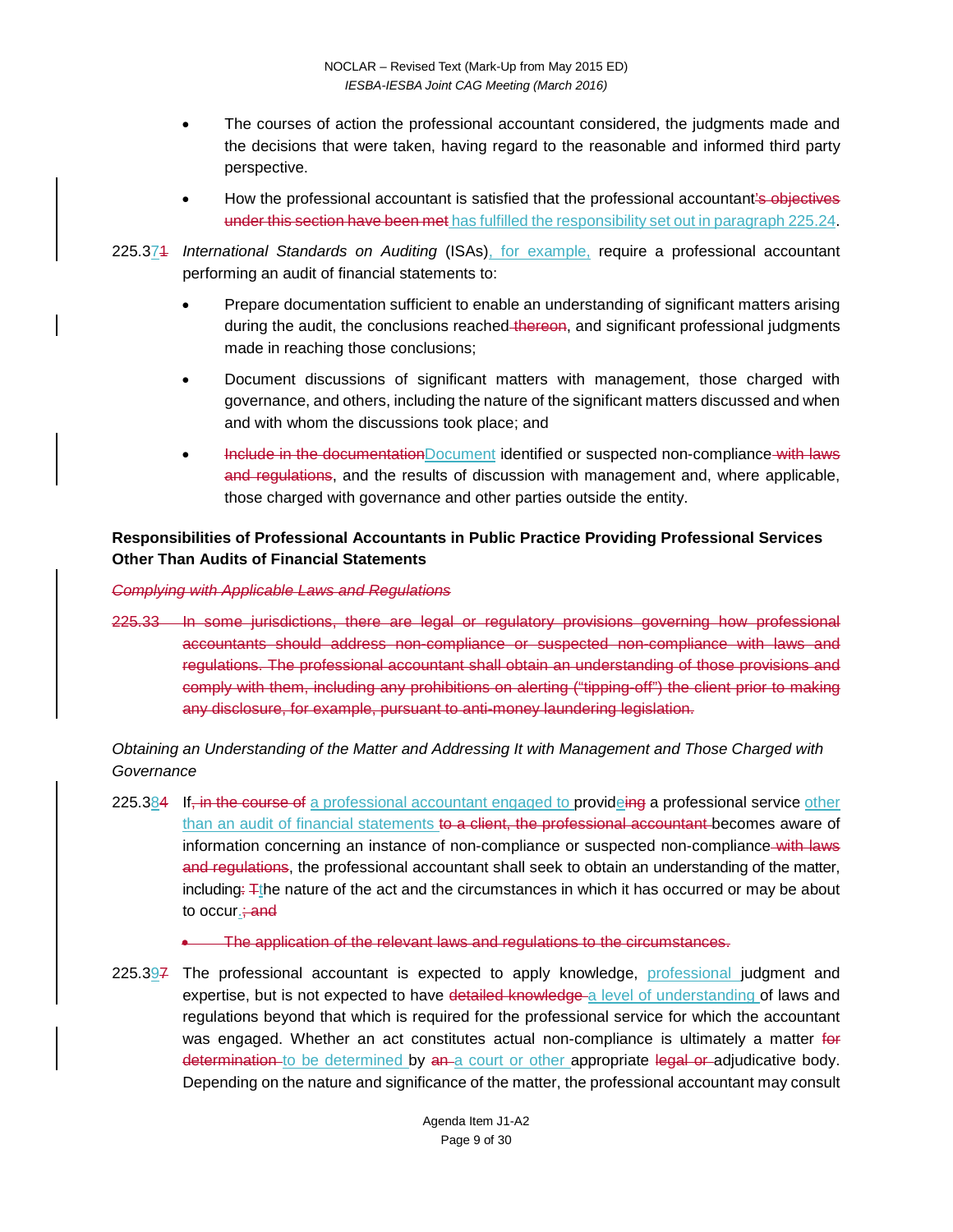- The courses of action the professional accountant considered, the judgments made and the decisions that were taken, having regard to the reasonable and informed third party perspective.

- How the professional accountant is satisfied that the professional accountant~~'s objectives under this section have been met~~ <u>has fulfilled the responsibility set out in paragraph 225.24</u>.

225.3<u>7</u>~~1~~ *International Standards on Auditing* (ISAs)<u>, for example,</u> require a professional accountant performing an audit of financial statements to:

- Prepare documentation sufficient to enable an understanding of significant matters arising during the audit, the conclusions reached ~~thereon~~, and significant professional judgments made in reaching those conclusions;

- Document discussions of significant matters with management, those charged with governance, and others, including the nature of the significant matters discussed and when and with whom the discussions took place; and

- ~~Include in the documentation~~<u>Document</u> identified or suspected non-compliance ~~with laws and regulations~~, and the results of discussion with management and, where applicable, those charged with governance and other parties outside the entity.

**Responsibilities of Professional Accountants in Public Practice Providing Professional Services Other Than Audits of Financial Statements**

~~*Complying with Applicable Laws and Regulations*~~

~~225.33 In some jurisdictions, there are legal or regulatory provisions governing how professional accountants should address non-compliance or suspected non-compliance with laws and regulations. The professional accountant shall obtain an understanding of those provisions and comply with them, including any prohibitions on alerting ("tipping-off") the client prior to making any disclosure, for example, pursuant to anti-money laundering legislation.~~

*Obtaining an Understanding of the Matter and Addressing It with Management and Those Charged with Governance*

225.3<u>8</u>~~4~~ If~~, in the course of~~ <u>a professional accountant engaged to</u> provid<u>e</u>~~ing~~ a professional service <u>other than an audit of financial statements</u> ~~to a client, the professional accountant~~ becomes aware of information concerning an instance of non-compliance or suspected non-compliance ~~with laws and regulations~~, the professional accountant shall seek to obtain an understanding of the matter, including~~:~~ ~~T~~<u>t</u>he nature of the act and the circumstances in which it has occurred or may be about to occur<u>.</u>~~; and~~

- ~~The application of the relevant laws and regulations to the circumstances.~~

225.3<u>9</u>~~7~~ The professional accountant is expected to apply knowledge, <u>professional</u> judgment and expertise, but is not expected to have ~~detailed knowledge~~ <u>a level of understanding</u> of laws and regulations beyond that which is required for the professional service for which the accountant was engaged. Whether an act constitutes actual non-compliance is ultimately a matter ~~for determination~~ <u>to be determined</u> by ~~an~~ <u>a court or other</u> appropriate ~~legal or~~ adjudicative body. Depending on the nature and significance of the matter, the professional accountant may consult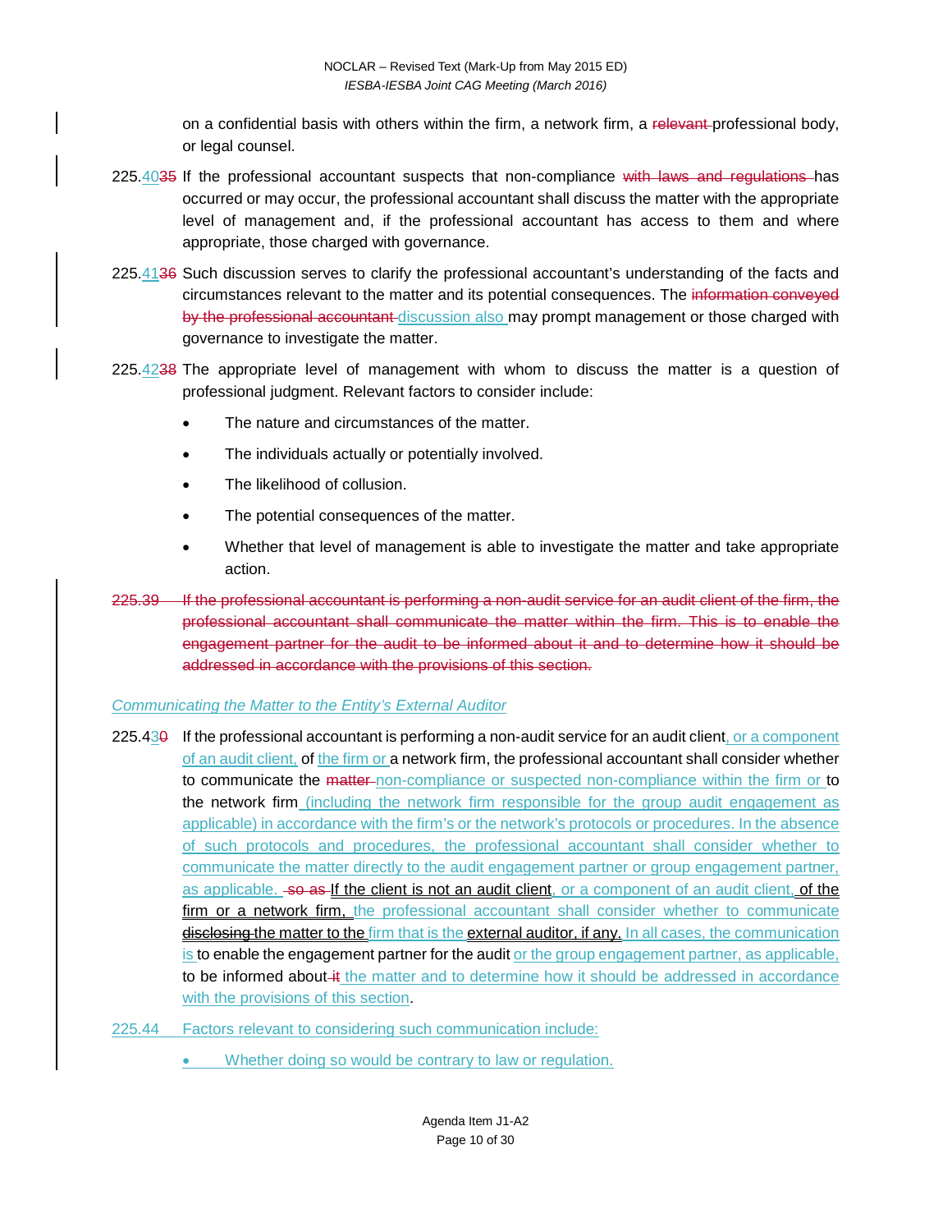on a confidential basis with others within the firm, a network firm, a ~~relevant~~ professional body, or legal counsel.

225.<u>40</u>~~35~~ If the professional accountant suspects that non-compliance ~~with laws and regulations~~ has occurred or may occur, the professional accountant shall discuss the matter with the appropriate level of management and, if the professional accountant has access to them and where appropriate, those charged with governance.

225.<u>41</u>~~36~~ Such discussion serves to clarify the professional accountant's understanding of the facts and circumstances relevant to the matter and its potential consequences. The ~~information conveyed by the professional accountant~~ <u>discussion also</u> may prompt management or those charged with governance to investigate the matter.

225.<u>42</u>~~38~~ The appropriate level of management with whom to discuss the matter is a question of professional judgment. Relevant factors to consider include:

- The nature and circumstances of the matter.
- The individuals actually or potentially involved.
- The likelihood of collusion.
- The potential consequences of the matter.
- Whether that level of management is able to investigate the matter and take appropriate action.

~~225.39 If the professional accountant is performing a non-audit service for an audit client of the firm, the professional accountant shall communicate the matter within the firm. This is to enable the engagement partner for the audit to be informed about it and to determine how it should be addressed in accordance with the provisions of this section.~~

*<u>Communicating the Matter to the Entity's External Auditor</u>*

225.4<u>3</u>~~0~~ If the professional accountant is performing a non-audit service for an audit client<u>, or a component of an audit client,</u> of <u>the firm or</u> a network firm, the professional accountant shall consider whether to communicate the ~~matter~~ <u>non-compliance or suspected non-compliance within the firm or</u> to the network firm<u> (including the network firm responsible for the group audit engagement as applicable) in accordance with the firm's or the network's protocols or procedures. In the absence of such protocols and procedures, the professional accountant shall consider whether to communicate the matter directly to the audit engagement partner or group engagement partner, as applicable.</u> ~~so as~~ <u>If the client is not an audit client</u><u>, or a component of an audit client,</u> <u>of the firm or a network firm,</u> <u>the professional accountant shall consider whether to communicate</u> ~~disclosing~~ <u>the matter to the</u> <u>firm that is the</u> <u>external auditor, if any.</u> <u>In all cases, the communication is</u> to enable the engagement partner for the audit <u>or the group engagement partner, as applicable,</u> to be informed about ~~it~~ <u>the matter and to determine how it should be addressed in accordance with the provisions of this section</u>.

<u>225.44 Factors relevant to considering such communication include:</u>

- <u>Whether doing so would be contrary to law or regulation.</u>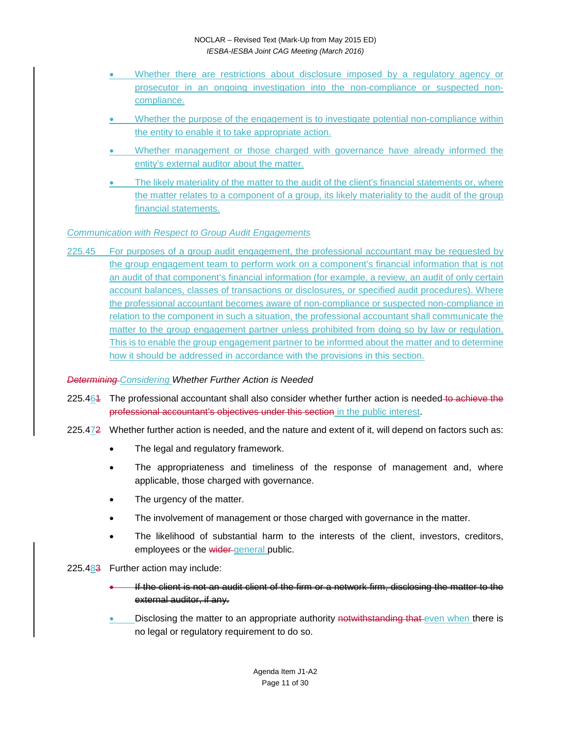- Whether there are restrictions about disclosure imposed by a regulatory agency or prosecutor in an ongoing investigation into the non-compliance or suspected non-compliance.
- Whether the purpose of the engagement is to investigate potential non-compliance within the entity to enable it to take appropriate action.
- Whether management or those charged with governance have already informed the entity's external auditor about the matter.
- The likely materiality of the matter to the audit of the client's financial statements or, where the matter relates to a component of a group, its likely materiality to the audit of the group financial statements.

*Communication with Respect to Group Audit Engagements*

225.45 For purposes of a group audit engagement, the professional accountant may be requested by the group engagement team to perform work on a component's financial information that is not an audit of that component's financial information (for example, a review, an audit of only certain account balances, classes of transactions or disclosures, or specified audit procedures). Where the professional accountant becomes aware of non-compliance or suspected non-compliance in relation to the component in such a situation, the professional accountant shall communicate the matter to the group engagement partner unless prohibited from doing so by law or regulation. This is to enable the group engagement partner to be informed about the matter and to determine how it should be addressed in accordance with the provisions in this section.

*~~Determining~~ Considering Whether Further Action is Needed*

225.4~~1~~6 The professional accountant shall also consider whether further action is needed ~~to achieve the professional accountant's objectives under this section~~ in the public interest.

225.4~~2~~7 Whether further action is needed, and the nature and extent of it, will depend on factors such as:

- The legal and regulatory framework.
- The appropriateness and timeliness of the response of management and, where applicable, those charged with governance.
- The urgency of the matter.
- The involvement of management or those charged with governance in the matter.
- The likelihood of substantial harm to the interests of the client, investors, creditors, employees or the ~~wider~~ general public.

225.4~~3~~8 Further action may include:

- ~~If the client is not an audit client of the firm or a network firm, disclosing the matter to the external auditor, if any.~~
- Disclosing the matter to an appropriate authority ~~notwithstanding that~~ even when there is no legal or regulatory requirement to do so.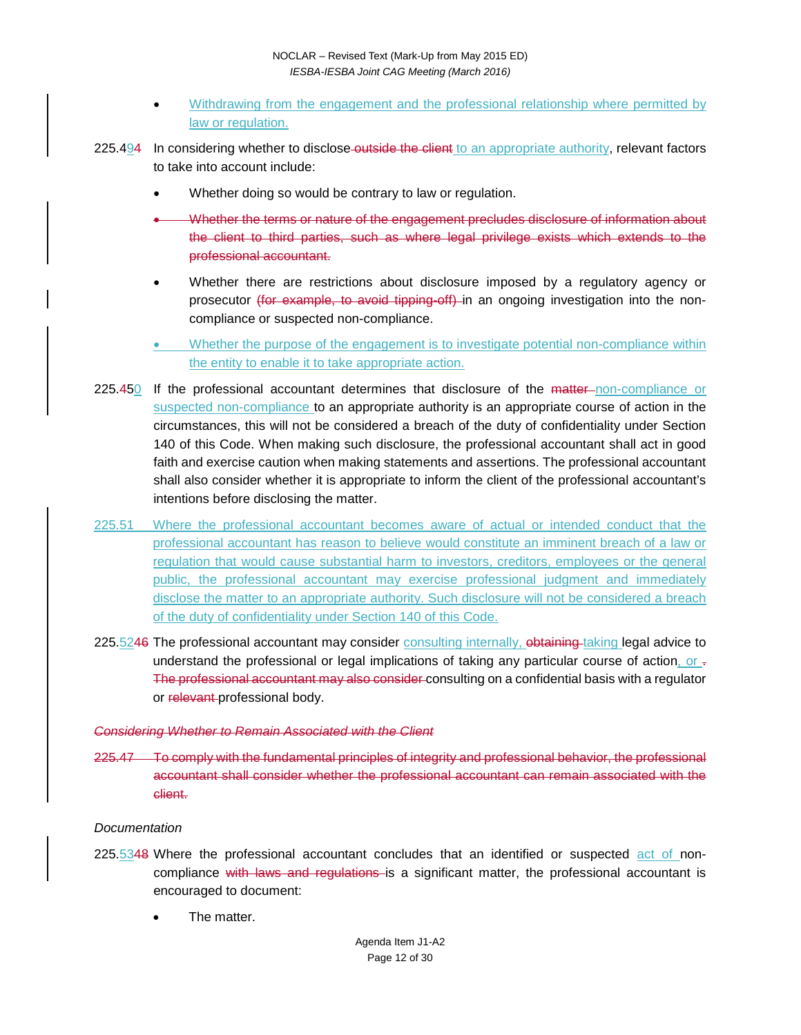- Withdrawing from the engagement and the professional relationship where permitted by law or regulation.

225.494 In considering whether to disclose outside the client to an appropriate authority, relevant factors to take into account include:

- Whether doing so would be contrary to law or regulation.
- ~~Whether the terms or nature of the engagement precludes disclosure of information about the client to third parties, such as where legal privilege exists which extends to the professional accountant.~~
- Whether there are restrictions about disclosure imposed by a regulatory agency or prosecutor ~~(for example, to avoid tipping-off)~~ in an ongoing investigation into the non-compliance or suspected non-compliance.
- Whether the purpose of the engagement is to investigate potential non-compliance within the entity to enable it to take appropriate action.

225.450 If the professional accountant determines that disclosure of the ~~matter~~ non-compliance or suspected non-compliance to an appropriate authority is an appropriate course of action in the circumstances, this will not be considered a breach of the duty of confidentiality under Section 140 of this Code. When making such disclosure, the professional accountant shall act in good faith and exercise caution when making statements and assertions. The professional accountant shall also consider whether it is appropriate to inform the client of the professional accountant's intentions before disclosing the matter.

225.51 Where the professional accountant becomes aware of actual or intended conduct that the professional accountant has reason to believe would constitute an imminent breach of a law or regulation that would cause substantial harm to investors, creditors, employees or the general public, the professional accountant may exercise professional judgment and immediately disclose the matter to an appropriate authority. Such disclosure will not be considered a breach of the duty of confidentiality under Section 140 of this Code.

225.5246 The professional accountant may consider consulting internally, ~~obtaining~~ taking legal advice to understand the professional or legal implications of taking any particular course of action, or ~~. The professional accountant may also consider~~ consulting on a confidential basis with a regulator or ~~relevant~~ professional body.

~~*Considering Whether to Remain Associated with the Client*~~

~~225.47 To comply with the fundamental principles of integrity and professional behavior, the professional accountant shall consider whether the professional accountant can remain associated with the client.~~

*Documentation*

225.5348 Where the professional accountant concludes that an identified or suspected act of non-compliance ~~with laws and regulations~~ is a significant matter, the professional accountant is encouraged to document:

- The matter.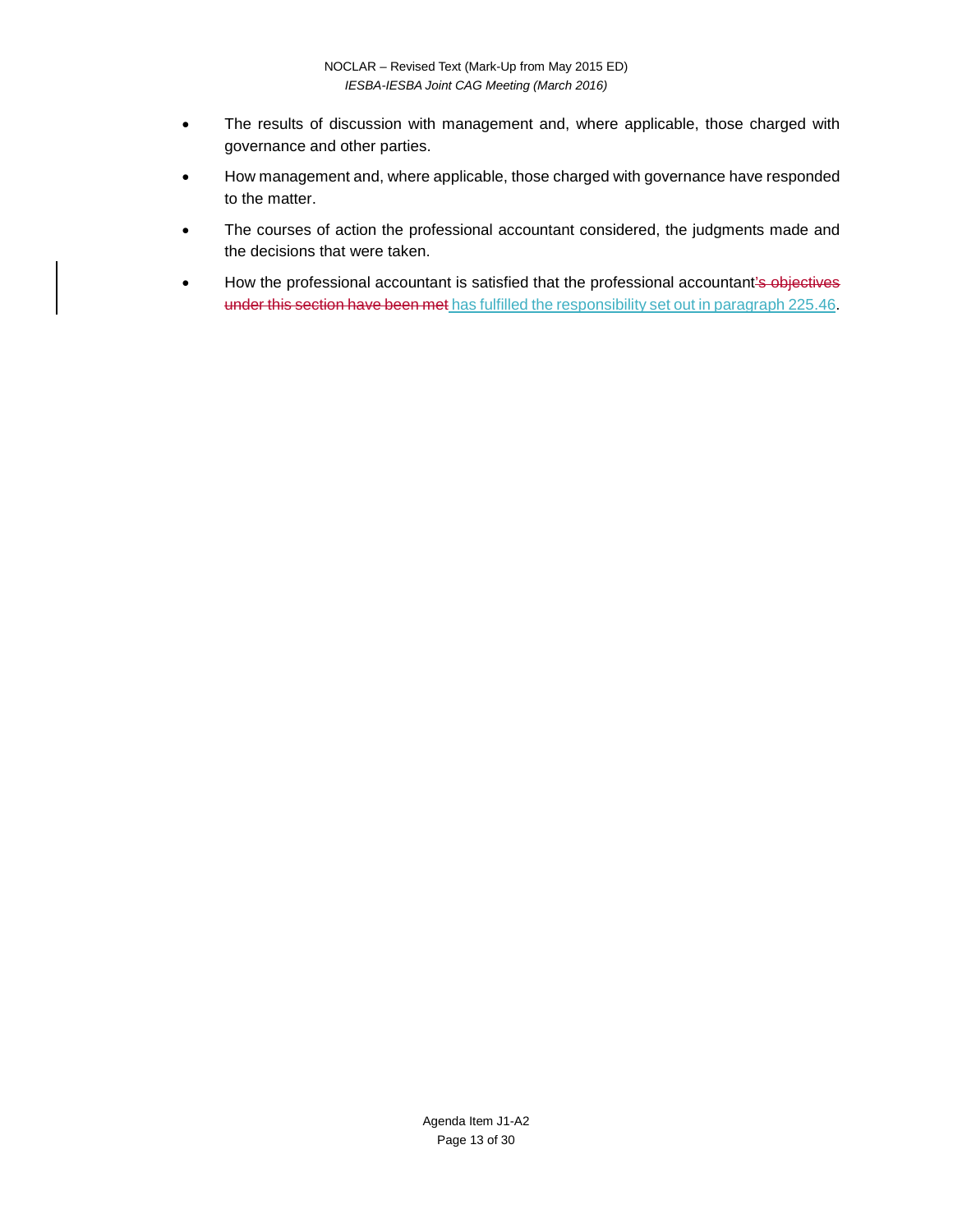- The results of discussion with management and, where applicable, those charged with governance and other parties.
- How management and, where applicable, those charged with governance have responded to the matter.
- The courses of action the professional accountant considered, the judgments made and the decisions that were taken.
- How the professional accountant is satisfied that the professional accountant~~'s objectives under this section have been met~~ has fulfilled the responsibility set out in paragraph 225.46.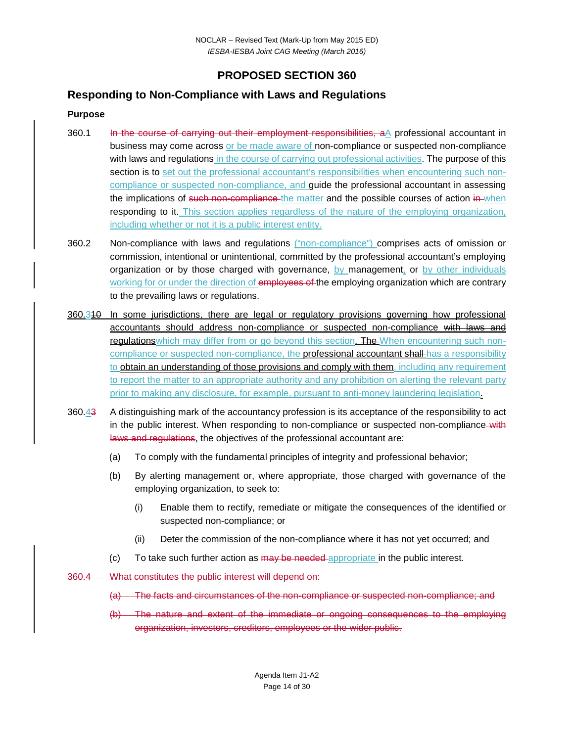# PROPOSED SECTION 360

## Responding to Non-Compliance with Laws and Regulations

### Purpose

360.1 ~~In the course of carrying out their employment responsibilities, a~~A professional accountant in business may come across or be made aware of non-compliance or suspected non-compliance with laws and regulations in the course of carrying out professional activities. The purpose of this section is to set out the professional accountant's responsibilities when encountering such non-compliance or suspected non-compliance, and guide the professional accountant in assessing the implications of ~~such non-compliance~~ the matter and the possible courses of action ~~in~~ when responding to it. This section applies regardless of the nature of the employing organization, including whether or not it is a public interest entity.

360.2 Non-compliance with laws and regulations ("non-compliance") comprises acts of omission or commission, intentional or unintentional, committed by the professional accountant's employing organization or by those charged with governance, by management, or by other individuals working for or under the direction of ~~employees of~~ the employing organization which are contrary to the prevailing laws or regulations.

360.3~~10~~ In some jurisdictions, there are legal or regulatory provisions governing how professional accountants should address non-compliance or suspected non-compliance ~~with laws and regulations~~which may differ from or go beyond this section. ~~The~~ When encountering such non-compliance or suspected non-compliance, the professional accountant ~~shall~~ has a responsibility to obtain an understanding of those provisions and comply with them, including any requirement to report the matter to an appropriate authority and any prohibition on alerting the relevant party prior to making any disclosure, for example, pursuant to anti-money laundering legislation.

360.4~~3~~ A distinguishing mark of the accountancy profession is its acceptance of the responsibility to act in the public interest. When responding to non-compliance or suspected non-compliance ~~with laws and regulations~~, the objectives of the professional accountant are:

(a) To comply with the fundamental principles of integrity and professional behavior;

(b) By alerting management or, where appropriate, those charged with governance of the employing organization, to seek to:

(i) Enable them to rectify, remediate or mitigate the consequences of the identified or suspected non-compliance; or

(ii) Deter the commission of the non-compliance where it has not yet occurred; and

(c) To take such further action as ~~may be needed~~ appropriate in the public interest.

~~360.4 What constitutes the public interest will depend on:~~

~~(a) The facts and circumstances of the non-compliance or suspected non-compliance; and~~

~~(b) The nature and extent of the immediate or ongoing consequences to the employing organization, investors, creditors, employees or the wider public.~~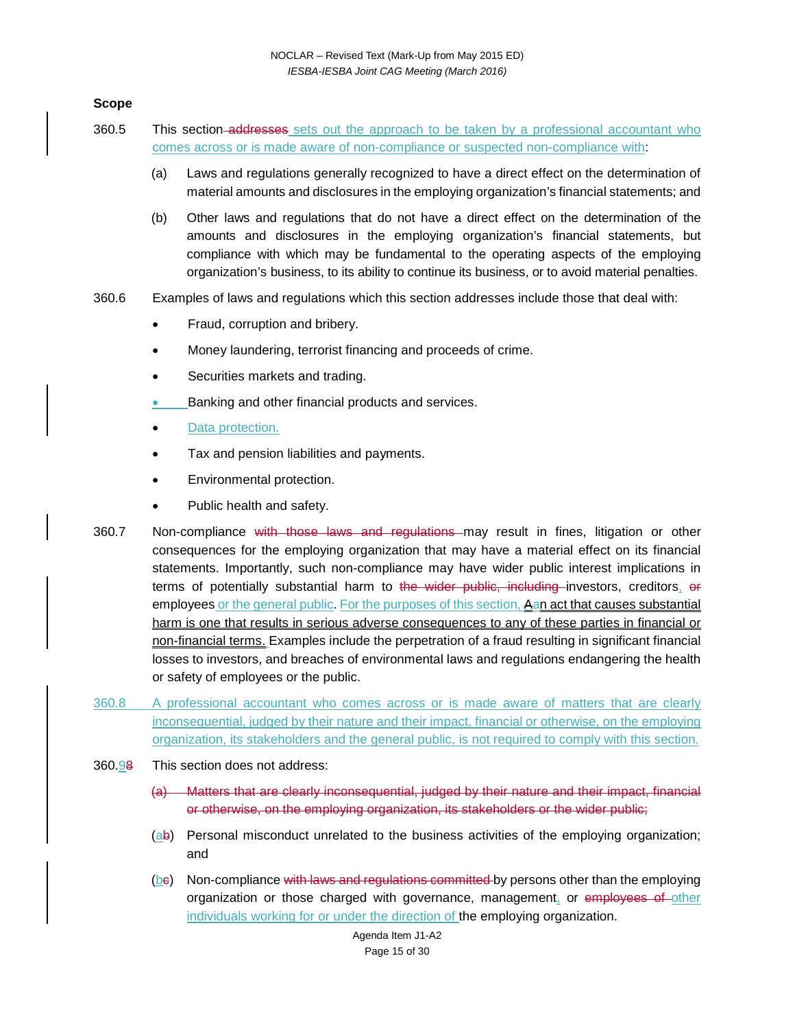**Scope**

360.5 This section ~~addresses~~ sets out the approach to be taken by a professional accountant who comes across or is made aware of non-compliance or suspected non-compliance with:

(a) Laws and regulations generally recognized to have a direct effect on the determination of material amounts and disclosures in the employing organization's financial statements; and

(b) Other laws and regulations that do not have a direct effect on the determination of the amounts and disclosures in the employing organization's financial statements, but compliance with which may be fundamental to the operating aspects of the employing organization's business, to its ability to continue its business, or to avoid material penalties.

360.6 Examples of laws and regulations which this section addresses include those that deal with:

- Fraud, corruption and bribery.
- Money laundering, terrorist financing and proceeds of crime.
- Securities markets and trading.
- Banking and other financial products and services.
- Data protection.
- Tax and pension liabilities and payments.
- Environmental protection.
- Public health and safety.

360.7 Non-compliance ~~with those laws and regulations~~ may result in fines, litigation or other consequences for the employing organization that may have a material effect on its financial statements. Importantly, such non-compliance may have wider public interest implications in terms of potentially substantial harm to ~~the wider public, including~~ investors, creditors, ~~or~~ employees or the general public. For the purposes of this section, ~~A~~an act that causes substantial harm is one that results in serious adverse consequences to any of these parties in financial or non-financial terms. Examples include the perpetration of a fraud resulting in significant financial losses to investors, and breaches of environmental laws and regulations endangering the health or safety of employees or the public.

360.8 A professional accountant who comes across or is made aware of matters that are clearly inconsequential, judged by their nature and their impact, financial or otherwise, on the employing organization, its stakeholders and the general public, is not required to comply with this section.

360.9~~8~~ This section does not address:

~~(a) Matters that are clearly inconsequential, judged by their nature and their impact, financial or otherwise, on the employing organization, its stakeholders or the wider public;~~

(a~~b~~) Personal misconduct unrelated to the business activities of the employing organization; and

(b~~c~~) Non-compliance ~~with laws and regulations committed~~ by persons other than the employing organization or those charged with governance, management, or ~~employees of~~ other individuals working for or under the direction of the employing organization.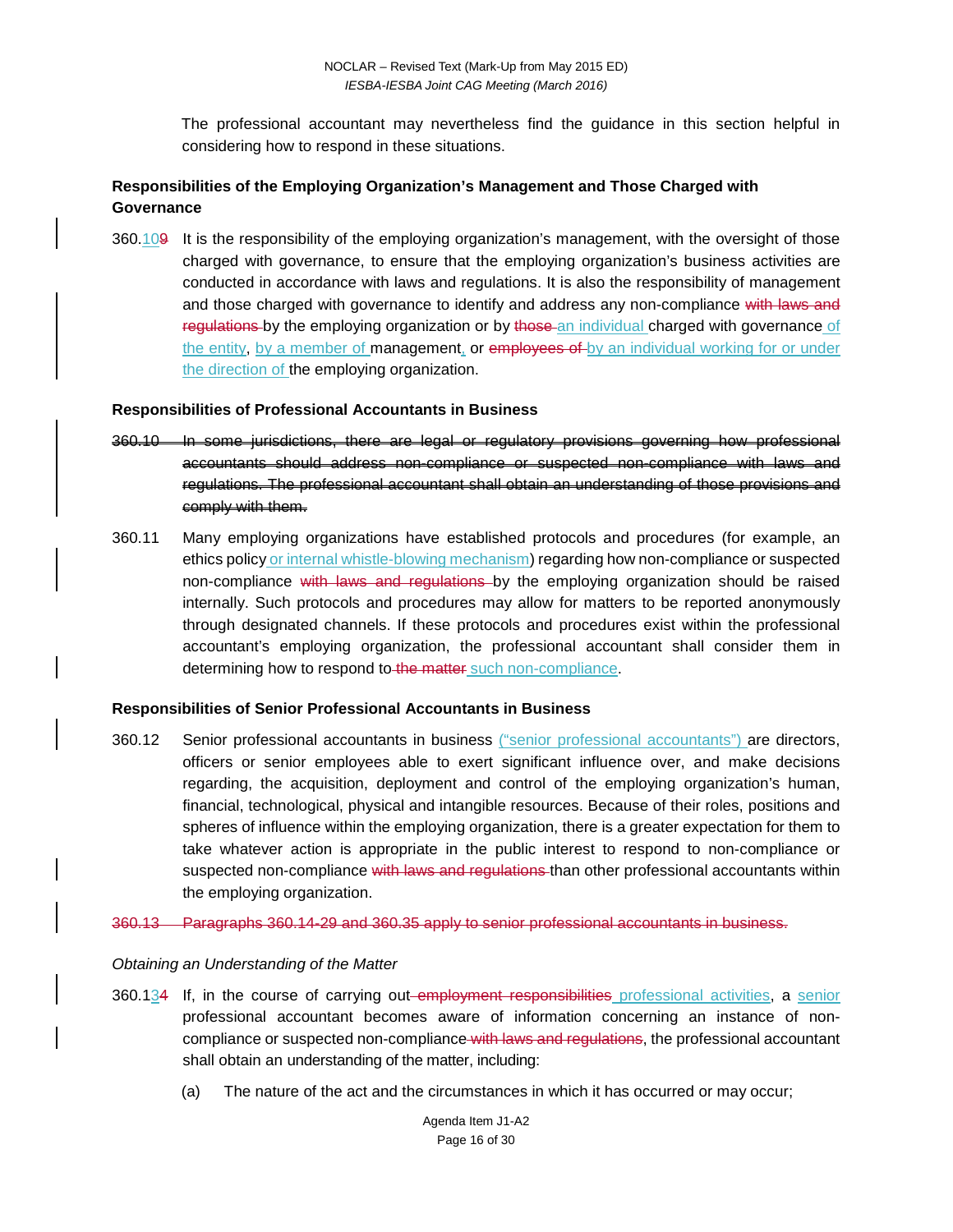The professional accountant may nevertheless find the guidance in this section helpful in considering how to respond in these situations.

**Responsibilities of the Employing Organization's Management and Those Charged with Governance**

360.10~~9~~ It is the responsibility of the employing organization's management, with the oversight of those charged with governance, to ensure that the employing organization's business activities are conducted in accordance with laws and regulations. It is also the responsibility of management and those charged with governance to identify and address any non-compliance ~~with laws and regulations~~ by the employing organization or by ~~those~~ an individual charged with governance of the entity, by a member of management, or ~~employees of~~ by an individual working for or under the direction of the employing organization.

**Responsibilities of Professional Accountants in Business**

~~360.10 In some jurisdictions, there are legal or regulatory provisions governing how professional accountants should address non-compliance or suspected non-compliance with laws and regulations. The professional accountant shall obtain an understanding of those provisions and comply with them.~~

360.11 Many employing organizations have established protocols and procedures (for example, an ethics policy or internal whistle-blowing mechanism) regarding how non-compliance or suspected non-compliance ~~with laws and regulations~~ by the employing organization should be raised internally. Such protocols and procedures may allow for matters to be reported anonymously through designated channels. If these protocols and procedures exist within the professional accountant's employing organization, the professional accountant shall consider them in determining how to respond to ~~the matter~~ such non-compliance.

**Responsibilities of Senior Professional Accountants in Business**

360.12 Senior professional accountants in business ("senior professional accountants") are directors, officers or senior employees able to exert significant influence over, and make decisions regarding, the acquisition, deployment and control of the employing organization's human, financial, technological, physical and intangible resources. Because of their roles, positions and spheres of influence within the employing organization, there is a greater expectation for them to take whatever action is appropriate in the public interest to respond to non-compliance or suspected non-compliance ~~with laws and regulations~~ than other professional accountants within the employing organization.

~~360.13 Paragraphs 360.14-29 and 360.35 apply to senior professional accountants in business.~~

*Obtaining an Understanding of the Matter*

360.13~~4~~ If, in the course of carrying out ~~employment responsibilities~~ professional activities, a senior professional accountant becomes aware of information concerning an instance of non-compliance or suspected non-compliance ~~with laws and regulations~~, the professional accountant shall obtain an understanding of the matter, including:

(a) The nature of the act and the circumstances in which it has occurred or may occur;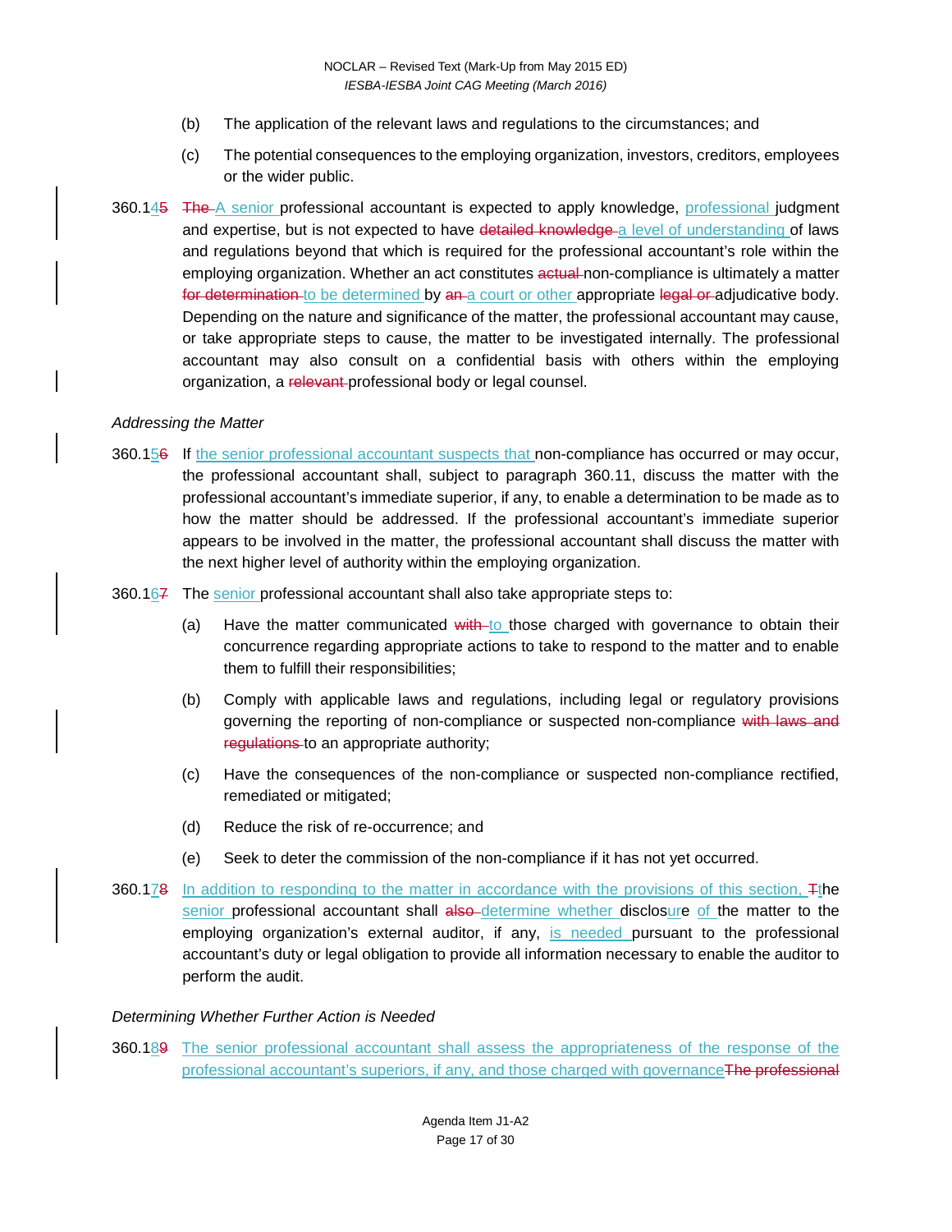(b) The application of the relevant laws and regulations to the circumstances; and

(c) The potential consequences to the employing organization, investors, creditors, employees or the wider public.

360.1<u>4</u>~~5~~ ~~The~~ <u>A senior</u> professional accountant is expected to apply knowledge, <u>professional</u> judgment and expertise, but is not expected to have ~~detailed knowledge~~ <u>a level of understanding</u> of laws and regulations beyond that which is required for the professional accountant's role within the employing organization. Whether an act constitutes ~~actual~~ non-compliance is ultimately a matter ~~for determination~~ <u>to be determined</u> by ~~an~~ <u>a court or other</u> appropriate ~~legal or~~ adjudicative body. Depending on the nature and significance of the matter, the professional accountant may cause, or take appropriate steps to cause, the matter to be investigated internally. The professional accountant may also consult on a confidential basis with others within the employing organization, a ~~relevant~~ professional body or legal counsel.

*Addressing the Matter*

360.1<u>5</u>~~6~~ If <u>the senior professional accountant suspects that</u> non-compliance has occurred or may occur, the professional accountant shall, subject to paragraph 360.11, discuss the matter with the professional accountant's immediate superior, if any, to enable a determination to be made as to how the matter should be addressed. If the professional accountant's immediate superior appears to be involved in the matter, the professional accountant shall discuss the matter with the next higher level of authority within the employing organization.

360.1<u>6</u>~~7~~ The <u>senior</u> professional accountant shall also take appropriate steps to:

(a) Have the matter communicated ~~with~~ <u>to</u> those charged with governance to obtain their concurrence regarding appropriate actions to take to respond to the matter and to enable them to fulfill their responsibilities;

(b) Comply with applicable laws and regulations, including legal or regulatory provisions governing the reporting of non-compliance or suspected non-compliance ~~with laws and regulations~~ to an appropriate authority;

(c) Have the consequences of the non-compliance or suspected non-compliance rectified, remediated or mitigated;

(d) Reduce the risk of re-occurrence; and

(e) Seek to deter the commission of the non-compliance if it has not yet occurred.

360.1<u>7</u>~~8~~ <u>In addition to responding to the matter in accordance with the provisions of this section,</u> ~~T~~<u>t</u>he <u>senior</u> professional accountant shall ~~also~~ <u>determine whether</u> disclos<u>ur</u>e <u>of</u> the matter to the employing organization's external auditor, if any, <u>is needed</u> pursuant to the professional accountant's duty or legal obligation to provide all information necessary to enable the auditor to perform the audit.

*Determining Whether Further Action is Needed*

360.1<u>8</u>~~9~~ <u>The senior professional accountant shall assess the appropriateness of the response of the professional accountant's superiors, if any, and those charged with governance</u>~~The professional~~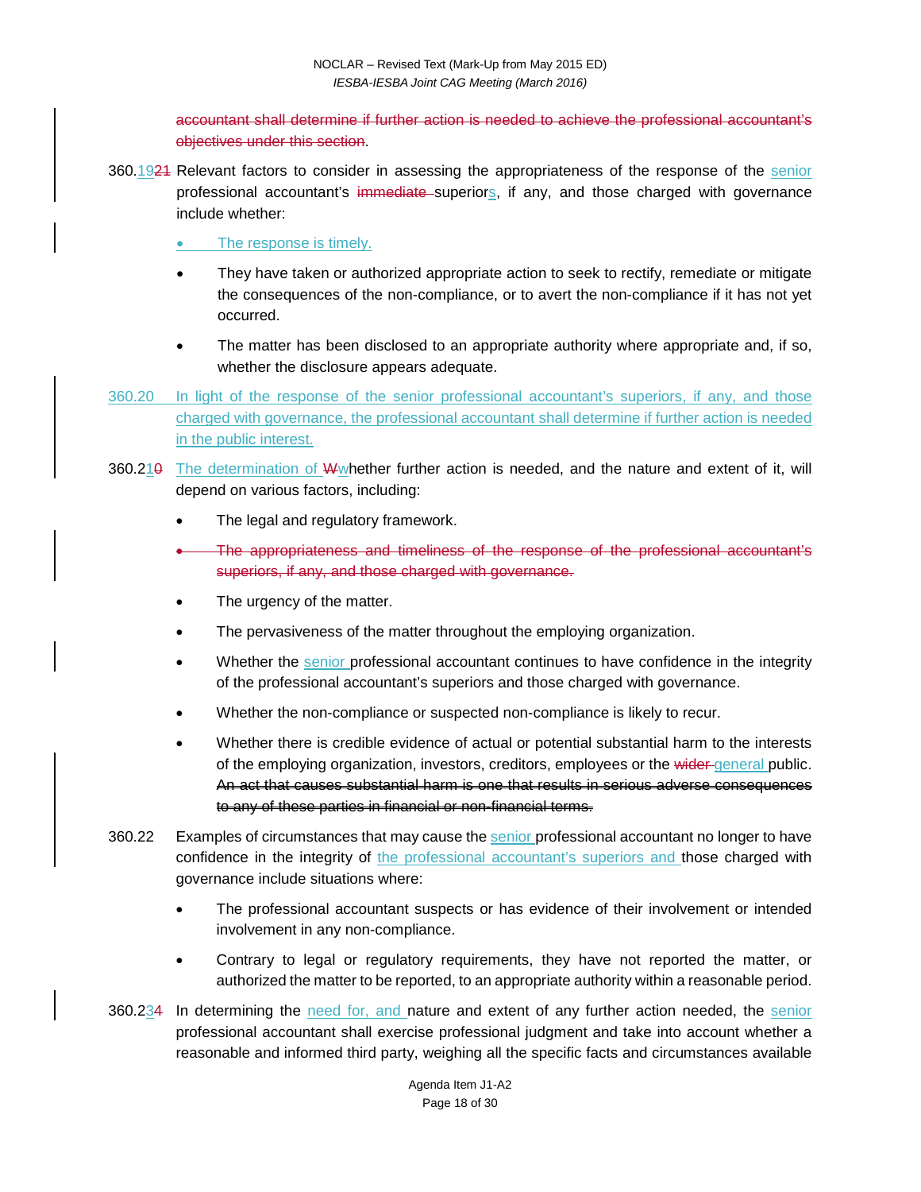~~accountant shall determine if further action is needed to achieve the professional accountant's objectives under this section~~.

360.19~~21~~ Relevant factors to consider in assessing the appropriateness of the response of the senior professional accountant's ~~immediate~~ superiors, if any, and those charged with governance include whether:

- The response is timely.
- They have taken or authorized appropriate action to seek to rectify, remediate or mitigate the consequences of the non-compliance, or to avert the non-compliance if it has not yet occurred.
- The matter has been disclosed to an appropriate authority where appropriate and, if so, whether the disclosure appears adequate.

360.20 In light of the response of the senior professional accountant's superiors, if any, and those charged with governance, the professional accountant shall determine if further action is needed in the public interest.

360.21~~0~~ The determination of ~~W~~whether further action is needed, and the nature and extent of it, will depend on various factors, including:

- The legal and regulatory framework.
- ~~The appropriateness and timeliness of the response of the professional accountant's superiors, if any, and those charged with governance.~~
- The urgency of the matter.
- The pervasiveness of the matter throughout the employing organization.
- Whether the senior professional accountant continues to have confidence in the integrity of the professional accountant's superiors and those charged with governance.
- Whether the non-compliance or suspected non-compliance is likely to recur.
- Whether there is credible evidence of actual or potential substantial harm to the interests of the employing organization, investors, creditors, employees or the ~~wider~~ general public. ~~An act that causes substantial harm is one that results in serious adverse consequences to any of these parties in financial or non-financial terms.~~

360.22 Examples of circumstances that may cause the senior professional accountant no longer to have confidence in the integrity of the professional accountant's superiors and those charged with governance include situations where:

- The professional accountant suspects or has evidence of their involvement or intended involvement in any non-compliance.
- Contrary to legal or regulatory requirements, they have not reported the matter, or authorized the matter to be reported, to an appropriate authority within a reasonable period.

360.23~~4~~ In determining the need for, and nature and extent of any further action needed, the senior professional accountant shall exercise professional judgment and take into account whether a reasonable and informed third party, weighing all the specific facts and circumstances available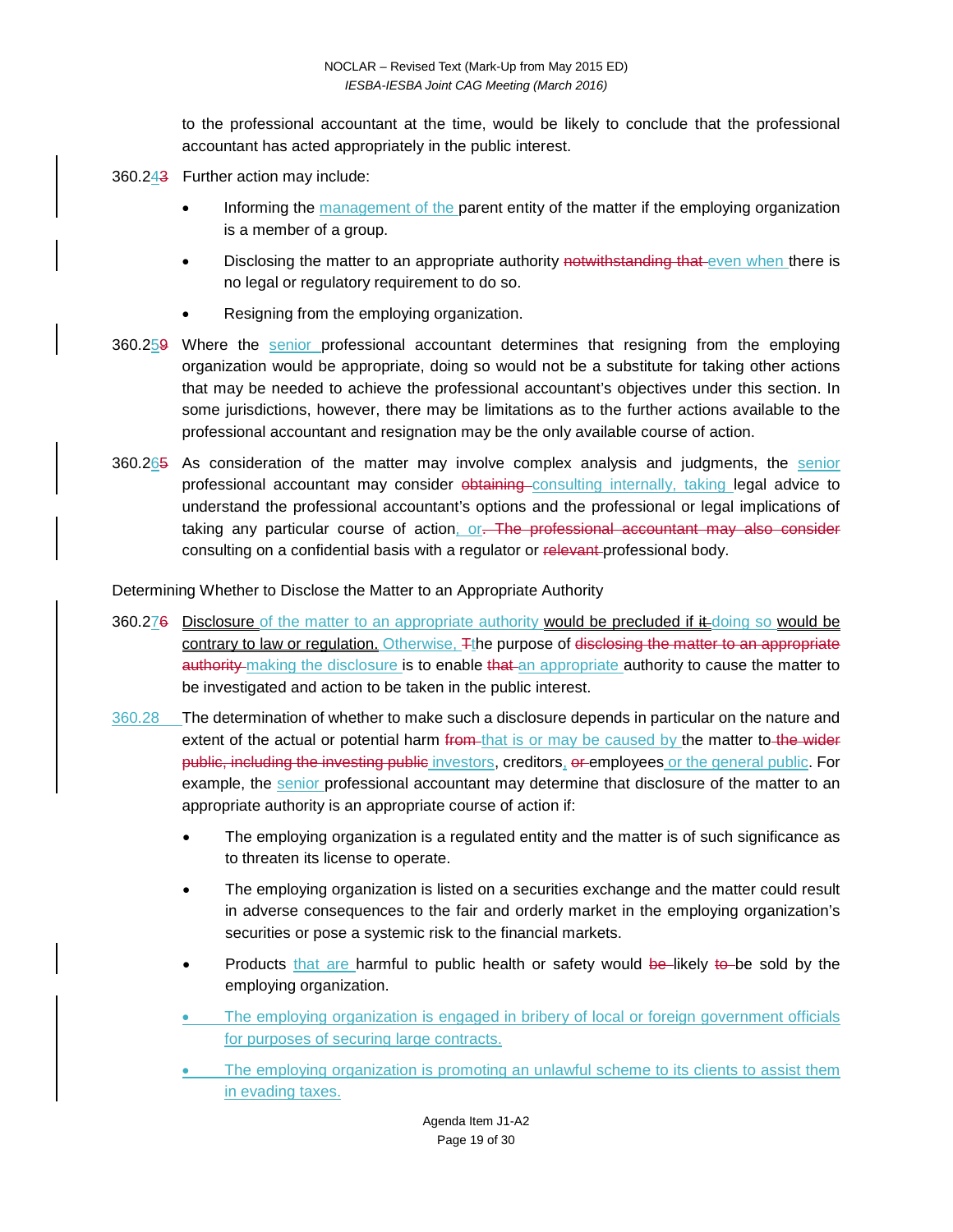to the professional accountant at the time, would be likely to conclude that the professional accountant has acted appropriately in the public interest.

360.24~~3~~ Further action may include:

- Informing the management of the parent entity of the matter if the employing organization is a member of a group.
- Disclosing the matter to an appropriate authority ~~notwithstanding that~~ even when there is no legal or regulatory requirement to do so.
- Resigning from the employing organization.

360.25~~9~~ Where the senior professional accountant determines that resigning from the employing organization would be appropriate, doing so would not be a substitute for taking other actions that may be needed to achieve the professional accountant's objectives under this section. In some jurisdictions, however, there may be limitations as to the further actions available to the professional accountant and resignation may be the only available course of action.

360.26~~5~~ As consideration of the matter may involve complex analysis and judgments, the senior professional accountant may consider ~~obtaining~~ consulting internally, taking legal advice to understand the professional accountant's options and the professional or legal implications of taking any particular course of action, or~~. The professional accountant may also consider~~ consulting on a confidential basis with a regulator or ~~relevant~~ professional body.

Determining Whether to Disclose the Matter to an Appropriate Authority

360.27~~6~~ Disclosure of the matter to an appropriate authority would be precluded if ~~it~~ doing so would be contrary to law or regulation. Otherwise, ~~T~~the purpose of ~~disclosing the matter to an appropriate authority~~ making the disclosure is to enable ~~that~~ an appropriate authority to cause the matter to be investigated and action to be taken in the public interest.

360.28 The determination of whether to make such a disclosure depends in particular on the nature and extent of the actual or potential harm ~~from~~ that is or may be caused by the matter to ~~the wider public, including the investing public~~ investors, creditors, ~~or~~ employees or the general public. For example, the senior professional accountant may determine that disclosure of the matter to an appropriate authority is an appropriate course of action if:

- The employing organization is a regulated entity and the matter is of such significance as to threaten its license to operate.
- The employing organization is listed on a securities exchange and the matter could result in adverse consequences to the fair and orderly market in the employing organization's securities or pose a systemic risk to the financial markets.
- Products that are harmful to public health or safety would ~~be~~ likely ~~to~~ be sold by the employing organization.
- The employing organization is engaged in bribery of local or foreign government officials for purposes of securing large contracts.
- The employing organization is promoting an unlawful scheme to its clients to assist them in evading taxes.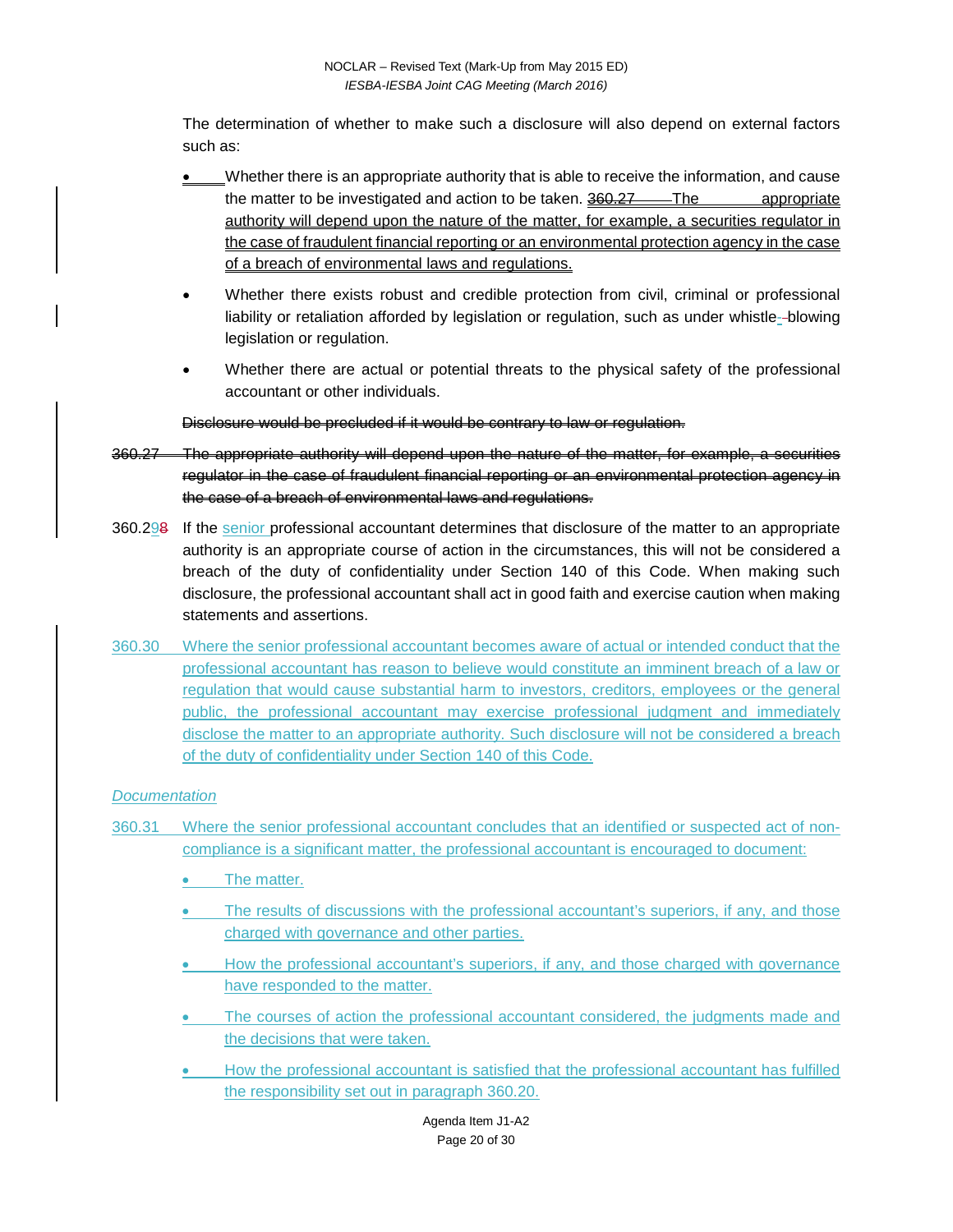The determination of whether to make such a disclosure will also depend on external factors such as:

- Whether there is an appropriate authority that is able to receive the information, and cause the matter to be investigated and action to be taken. ~~360.27~~ The appropriate authority will depend upon the nature of the matter, for example, a securities regulator in the case of fraudulent financial reporting or an environmental protection agency in the case of a breach of environmental laws and regulations.
- Whether there exists robust and credible protection from civil, criminal or professional liability or retaliation afforded by legislation or regulation, such as under whistle-blowing legislation or regulation.
- Whether there are actual or potential threats to the physical safety of the professional accountant or other individuals.

~~Disclosure would be precluded if it would be contrary to law or regulation.~~

~~360.27 The appropriate authority will depend upon the nature of the matter, for example, a securities regulator in the case of fraudulent financial reporting or an environmental protection agency in the case of a breach of environmental laws and regulations.~~

360.29~~8~~ If the senior professional accountant determines that disclosure of the matter to an appropriate authority is an appropriate course of action in the circumstances, this will not be considered a breach of the duty of confidentiality under Section 140 of this Code. When making such disclosure, the professional accountant shall act in good faith and exercise caution when making statements and assertions.

360.30 Where the senior professional accountant becomes aware of actual or intended conduct that the professional accountant has reason to believe would constitute an imminent breach of a law or regulation that would cause substantial harm to investors, creditors, employees or the general public, the professional accountant may exercise professional judgment and immediately disclose the matter to an appropriate authority. Such disclosure will not be considered a breach of the duty of confidentiality under Section 140 of this Code.

*Documentation*

360.31 Where the senior professional accountant concludes that an identified or suspected act of non-compliance is a significant matter, the professional accountant is encouraged to document:

- The matter.
- The results of discussions with the professional accountant's superiors, if any, and those charged with governance and other parties.
- How the professional accountant's superiors, if any, and those charged with governance have responded to the matter.
- The courses of action the professional accountant considered, the judgments made and the decisions that were taken.
- How the professional accountant is satisfied that the professional accountant has fulfilled the responsibility set out in paragraph 360.20.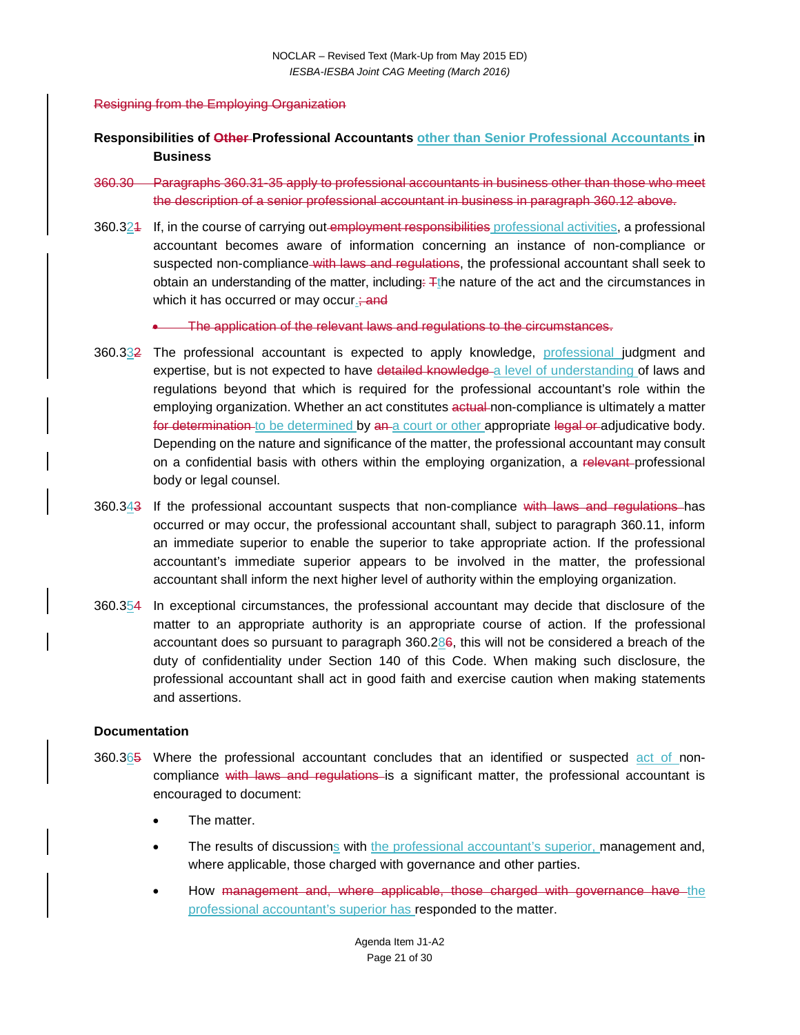~~Resigning from the Employing Organization~~

**Responsibilities of ~~Other~~ Professional Accountants other than Senior Professional Accountants in Business**

~~360.30 Paragraphs 360.31-35 apply to professional accountants in business other than those who meet the description of a senior professional accountant in business in paragraph 360.12 above.~~

360.32~~1~~ If, in the course of carrying out ~~employment responsibilities~~ professional activities, a professional accountant becomes aware of information concerning an instance of non-compliance or suspected non-compliance ~~with laws and regulations~~, the professional accountant shall seek to obtain an understanding of the matter, including~~:~~ ~~T~~the nature of the act and the circumstances in which it has occurred or may occur.~~; and~~

- ~~The application of the relevant laws and regulations to the circumstances.~~

360.33~~2~~ The professional accountant is expected to apply knowledge, professional judgment and expertise, but is not expected to have ~~detailed knowledge~~ a level of understanding of laws and regulations beyond that which is required for the professional accountant's role within the employing organization. Whether an act constitutes ~~actual~~ non-compliance is ultimately a matter ~~for determination~~ to be determined by ~~an~~ a court or other appropriate ~~legal or~~ adjudicative body. Depending on the nature and significance of the matter, the professional accountant may consult on a confidential basis with others within the employing organization, a ~~relevant~~ professional body or legal counsel.

360.34~~3~~ If the professional accountant suspects that non-compliance ~~with laws and regulations~~ has occurred or may occur, the professional accountant shall, subject to paragraph 360.11, inform an immediate superior to enable the superior to take appropriate action. If the professional accountant's immediate superior appears to be involved in the matter, the professional accountant shall inform the next higher level of authority within the employing organization.

360.35~~4~~ In exceptional circumstances, the professional accountant may decide that disclosure of the matter to an appropriate authority is an appropriate course of action. If the professional accountant does so pursuant to paragraph 360.28~~6~~, this will not be considered a breach of the duty of confidentiality under Section 140 of this Code. When making such disclosure, the professional accountant shall act in good faith and exercise caution when making statements and assertions.

**Documentation**

360.36~~5~~ Where the professional accountant concludes that an identified or suspected act of non-compliance ~~with laws and regulations~~ is a significant matter, the professional accountant is encouraged to document:

- The matter.
- The results of discussions with the professional accountant's superior, management and, where applicable, those charged with governance and other parties.
- How ~~management and, where applicable, those charged with governance have~~ the professional accountant's superior has responded to the matter.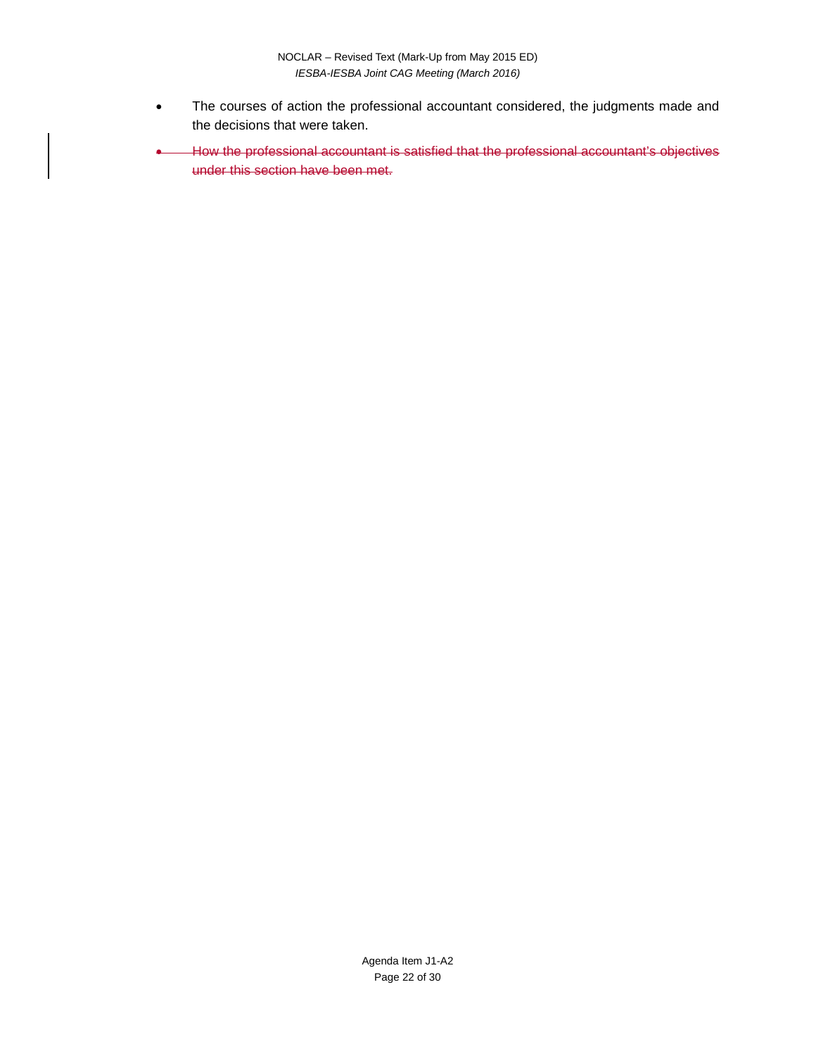- The courses of action the professional accountant considered, the judgments made and the decisions that were taken.
- ~~How the professional accountant is satisfied that the professional accountant's objectives under this section have been met.~~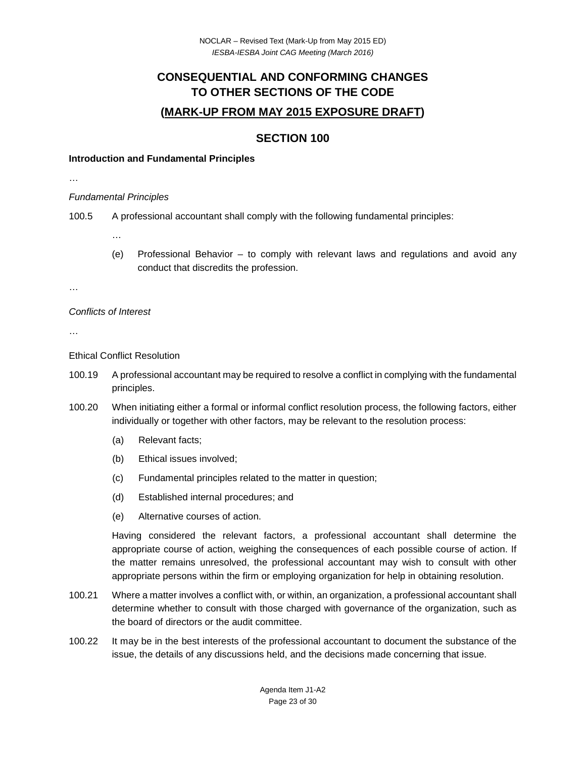# CONSEQUENTIAL AND CONFORMING CHANGES TO OTHER SECTIONS OF THE CODE

## (MARK-UP FROM MAY 2015 EXPOSURE DRAFT)

## SECTION 100

**Introduction and Fundamental Principles**

…

*Fundamental Principles*

100.5 A professional accountant shall comply with the following fundamental principles:

…

(e) Professional Behavior – to comply with relevant laws and regulations and avoid any conduct that discredits the profession.

…

*Conflicts of Interest*

…

Ethical Conflict Resolution

100.19 A professional accountant may be required to resolve a conflict in complying with the fundamental principles.

100.20 When initiating either a formal or informal conflict resolution process, the following factors, either individually or together with other factors, may be relevant to the resolution process:

(a) Relevant facts;

(b) Ethical issues involved;

(c) Fundamental principles related to the matter in question;

(d) Established internal procedures; and

(e) Alternative courses of action.

Having considered the relevant factors, a professional accountant shall determine the appropriate course of action, weighing the consequences of each possible course of action. If the matter remains unresolved, the professional accountant may wish to consult with other appropriate persons within the firm or employing organization for help in obtaining resolution.

100.21 Where a matter involves a conflict with, or within, an organization, a professional accountant shall determine whether to consult with those charged with governance of the organization, such as the board of directors or the audit committee.

100.22 It may be in the best interests of the professional accountant to document the substance of the issue, the details of any discussions held, and the decisions made concerning that issue.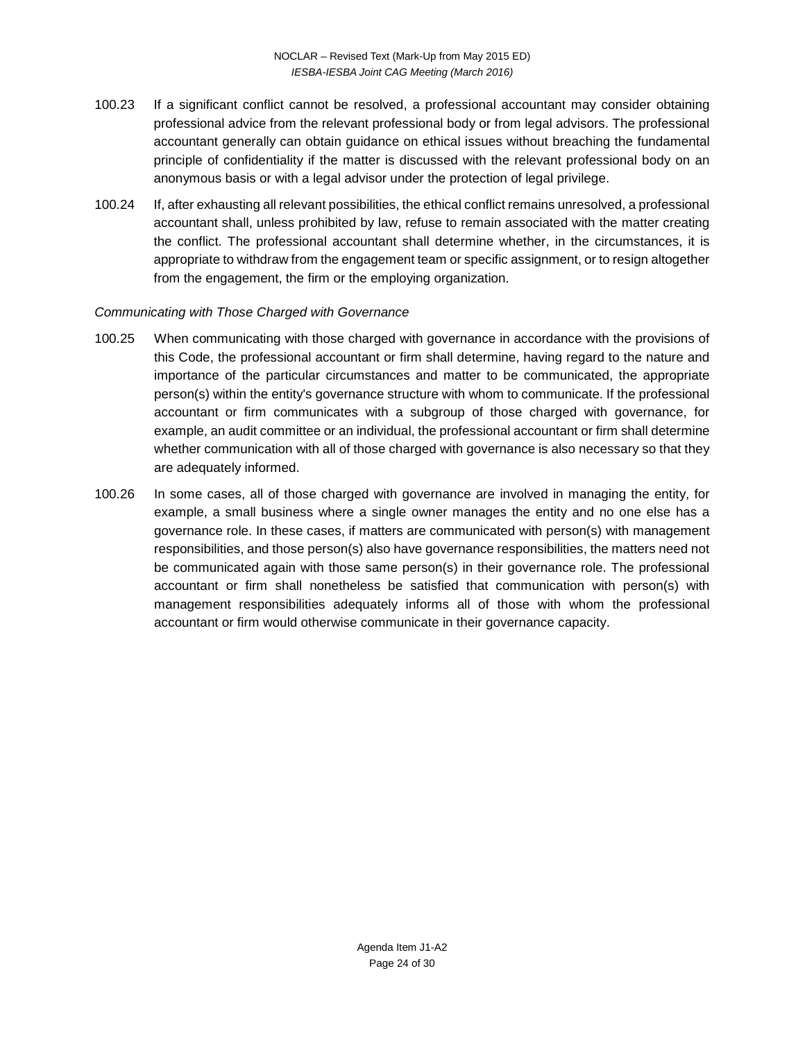100.23 If a significant conflict cannot be resolved, a professional accountant may consider obtaining professional advice from the relevant professional body or from legal advisors. The professional accountant generally can obtain guidance on ethical issues without breaching the fundamental principle of confidentiality if the matter is discussed with the relevant professional body on an anonymous basis or with a legal advisor under the protection of legal privilege.

100.24 If, after exhausting all relevant possibilities, the ethical conflict remains unresolved, a professional accountant shall, unless prohibited by law, refuse to remain associated with the matter creating the conflict. The professional accountant shall determine whether, in the circumstances, it is appropriate to withdraw from the engagement team or specific assignment, or to resign altogether from the engagement, the firm or the employing organization.

*Communicating with Those Charged with Governance*

100.25 When communicating with those charged with governance in accordance with the provisions of this Code, the professional accountant or firm shall determine, having regard to the nature and importance of the particular circumstances and matter to be communicated, the appropriate person(s) within the entity's governance structure with whom to communicate. If the professional accountant or firm communicates with a subgroup of those charged with governance, for example, an audit committee or an individual, the professional accountant or firm shall determine whether communication with all of those charged with governance is also necessary so that they are adequately informed.

100.26 In some cases, all of those charged with governance are involved in managing the entity, for example, a small business where a single owner manages the entity and no one else has a governance role. In these cases, if matters are communicated with person(s) with management responsibilities, and those person(s) also have governance responsibilities, the matters need not be communicated again with those same person(s) in their governance role. The professional accountant or firm shall nonetheless be satisfied that communication with person(s) with management responsibilities adequately informs all of those with whom the professional accountant or firm would otherwise communicate in their governance capacity.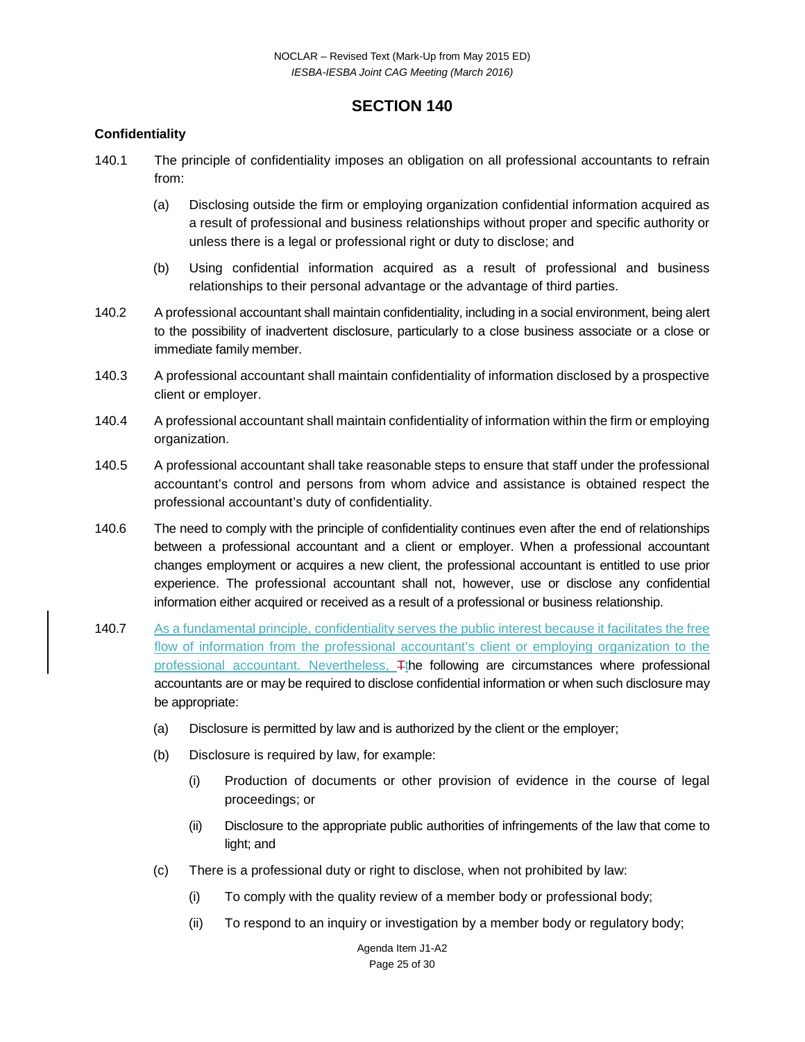## SECTION 140

### Confidentiality

140.1 The principle of confidentiality imposes an obligation on all professional accountants to refrain from:

(a) Disclosing outside the firm or employing organization confidential information acquired as a result of professional and business relationships without proper and specific authority or unless there is a legal or professional right or duty to disclose; and

(b) Using confidential information acquired as a result of professional and business relationships to their personal advantage or the advantage of third parties.

140.2 A professional accountant shall maintain confidentiality, including in a social environment, being alert to the possibility of inadvertent disclosure, particularly to a close business associate or a close or immediate family member.

140.3 A professional accountant shall maintain confidentiality of information disclosed by a prospective client or employer.

140.4 A professional accountant shall maintain confidentiality of information within the firm or employing organization.

140.5 A professional accountant shall take reasonable steps to ensure that staff under the professional accountant's control and persons from whom advice and assistance is obtained respect the professional accountant's duty of confidentiality.

140.6 The need to comply with the principle of confidentiality continues even after the end of relationships between a professional accountant and a client or employer. When a professional accountant changes employment or acquires a new client, the professional accountant is entitled to use prior experience. The professional accountant shall not, however, use or disclose any confidential information either acquired or received as a result of a professional or business relationship.

140.7 As a fundamental principle, confidentiality serves the public interest because it facilitates the free flow of information from the professional accountant's client or employing organization to the professional accountant. Nevertheless, ~~T~~the following are circumstances where professional accountants are or may be required to disclose confidential information or when such disclosure may be appropriate:

(a) Disclosure is permitted by law and is authorized by the client or the employer;

(b) Disclosure is required by law, for example:

(i) Production of documents or other provision of evidence in the course of legal proceedings; or

(ii) Disclosure to the appropriate public authorities of infringements of the law that come to light; and

(c) There is a professional duty or right to disclose, when not prohibited by law:

(i) To comply with the quality review of a member body or professional body;

(ii) To respond to an inquiry or investigation by a member body or regulatory body;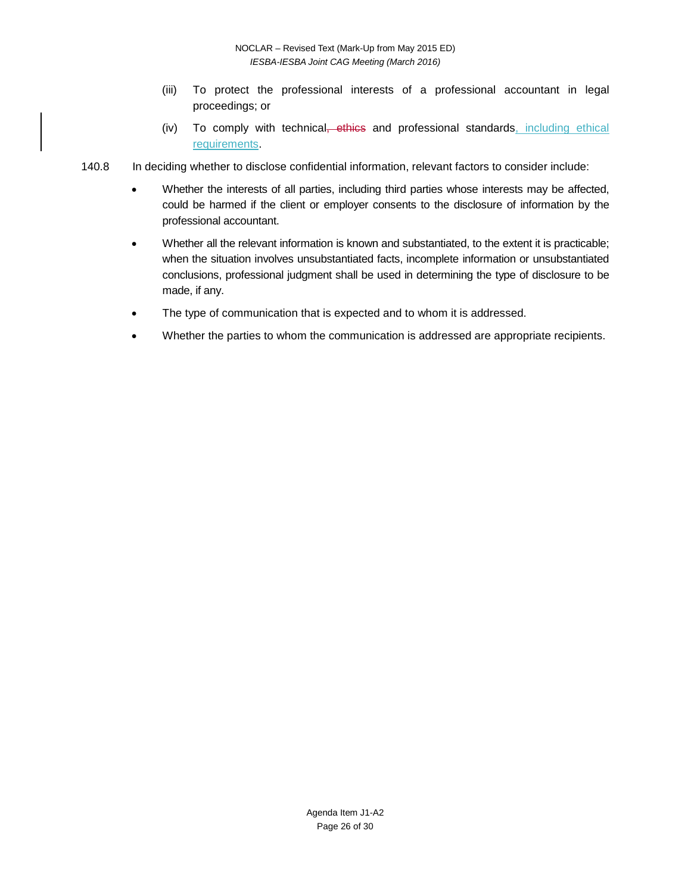(iii) To protect the professional interests of a professional accountant in legal proceedings; or

(iv) To comply with technical~~, ethics~~ and professional standards, including ethical requirements.

140.8 In deciding whether to disclose confidential information, relevant factors to consider include:

- Whether the interests of all parties, including third parties whose interests may be affected, could be harmed if the client or employer consents to the disclosure of information by the professional accountant.
- Whether all the relevant information is known and substantiated, to the extent it is practicable; when the situation involves unsubstantiated facts, incomplete information or unsubstantiated conclusions, professional judgment shall be used in determining the type of disclosure to be made, if any.
- The type of communication that is expected and to whom it is addressed.
- Whether the parties to whom the communication is addressed are appropriate recipients.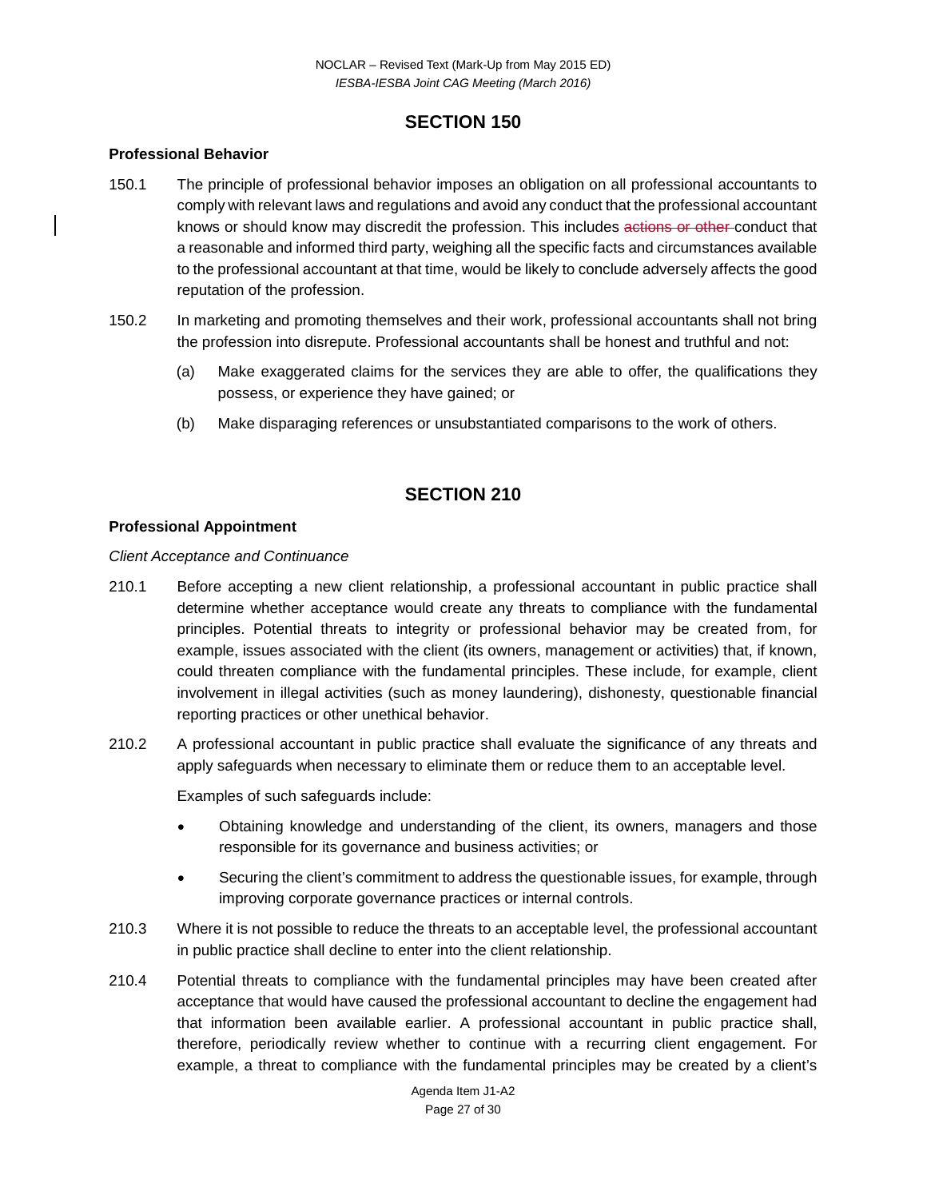## SECTION 150

### Professional Behavior

150.1 The principle of professional behavior imposes an obligation on all professional accountants to comply with relevant laws and regulations and avoid any conduct that the professional accountant knows or should know may discredit the profession. This includes ~~actions or other~~ conduct that a reasonable and informed third party, weighing all the specific facts and circumstances available to the professional accountant at that time, would be likely to conclude adversely affects the good reputation of the profession.

150.2 In marketing and promoting themselves and their work, professional accountants shall not bring the profession into disrepute. Professional accountants shall be honest and truthful and not:

(a) Make exaggerated claims for the services they are able to offer, the qualifications they possess, or experience they have gained; or

(b) Make disparaging references or unsubstantiated comparisons to the work of others.

## SECTION 210

### Professional Appointment

*Client Acceptance and Continuance*

210.1 Before accepting a new client relationship, a professional accountant in public practice shall determine whether acceptance would create any threats to compliance with the fundamental principles. Potential threats to integrity or professional behavior may be created from, for example, issues associated with the client (its owners, management or activities) that, if known, could threaten compliance with the fundamental principles. These include, for example, client involvement in illegal activities (such as money laundering), dishonesty, questionable financial reporting practices or other unethical behavior.

210.2 A professional accountant in public practice shall evaluate the significance of any threats and apply safeguards when necessary to eliminate them or reduce them to an acceptable level.

Examples of such safeguards include:

- Obtaining knowledge and understanding of the client, its owners, managers and those responsible for its governance and business activities; or
- Securing the client's commitment to address the questionable issues, for example, through improving corporate governance practices or internal controls.

210.3 Where it is not possible to reduce the threats to an acceptable level, the professional accountant in public practice shall decline to enter into the client relationship.

210.4 Potential threats to compliance with the fundamental principles may have been created after acceptance that would have caused the professional accountant to decline the engagement had that information been available earlier. A professional accountant in public practice shall, therefore, periodically review whether to continue with a recurring client engagement. For example, a threat to compliance with the fundamental principles may be created by a client's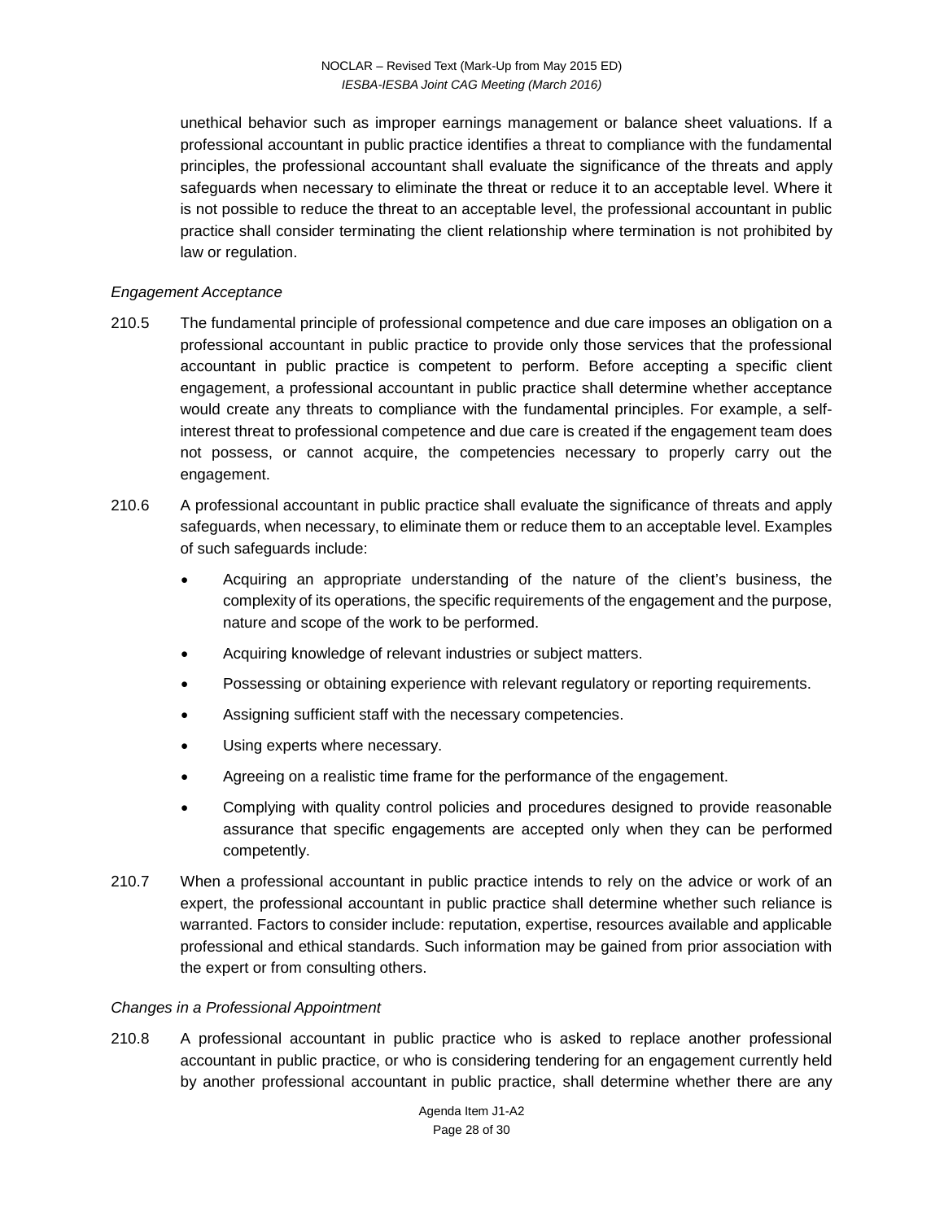unethical behavior such as improper earnings management or balance sheet valuations. If a professional accountant in public practice identifies a threat to compliance with the fundamental principles, the professional accountant shall evaluate the significance of the threats and apply safeguards when necessary to eliminate the threat or reduce it to an acceptable level. Where it is not possible to reduce the threat to an acceptable level, the professional accountant in public practice shall consider terminating the client relationship where termination is not prohibited by law or regulation.

*Engagement Acceptance*

210.5 The fundamental principle of professional competence and due care imposes an obligation on a professional accountant in public practice to provide only those services that the professional accountant in public practice is competent to perform. Before accepting a specific client engagement, a professional accountant in public practice shall determine whether acceptance would create any threats to compliance with the fundamental principles. For example, a self-interest threat to professional competence and due care is created if the engagement team does not possess, or cannot acquire, the competencies necessary to properly carry out the engagement.

210.6 A professional accountant in public practice shall evaluate the significance of threats and apply safeguards, when necessary, to eliminate them or reduce them to an acceptable level. Examples of such safeguards include:

- Acquiring an appropriate understanding of the nature of the client's business, the complexity of its operations, the specific requirements of the engagement and the purpose, nature and scope of the work to be performed.
- Acquiring knowledge of relevant industries or subject matters.
- Possessing or obtaining experience with relevant regulatory or reporting requirements.
- Assigning sufficient staff with the necessary competencies.
- Using experts where necessary.
- Agreeing on a realistic time frame for the performance of the engagement.
- Complying with quality control policies and procedures designed to provide reasonable assurance that specific engagements are accepted only when they can be performed competently.

210.7 When a professional accountant in public practice intends to rely on the advice or work of an expert, the professional accountant in public practice shall determine whether such reliance is warranted. Factors to consider include: reputation, expertise, resources available and applicable professional and ethical standards. Such information may be gained from prior association with the expert or from consulting others.

*Changes in a Professional Appointment*

210.8 A professional accountant in public practice who is asked to replace another professional accountant in public practice, or who is considering tendering for an engagement currently held by another professional accountant in public practice, shall determine whether there are any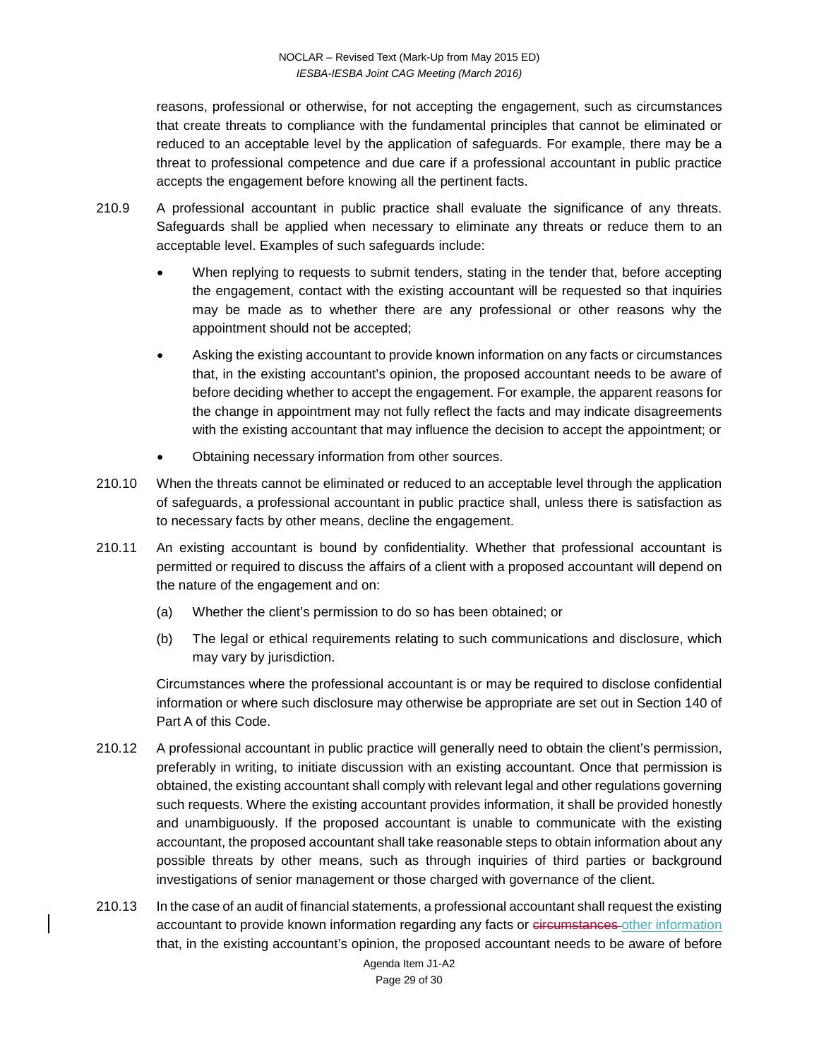reasons, professional or otherwise, for not accepting the engagement, such as circumstances that create threats to compliance with the fundamental principles that cannot be eliminated or reduced to an acceptable level by the application of safeguards. For example, there may be a threat to professional competence and due care if a professional accountant in public practice accepts the engagement before knowing all the pertinent facts.

210.9 A professional accountant in public practice shall evaluate the significance of any threats. Safeguards shall be applied when necessary to eliminate any threats or reduce them to an acceptable level. Examples of such safeguards include:

- When replying to requests to submit tenders, stating in the tender that, before accepting the engagement, contact with the existing accountant will be requested so that inquiries may be made as to whether there are any professional or other reasons why the appointment should not be accepted;
- Asking the existing accountant to provide known information on any facts or circumstances that, in the existing accountant's opinion, the proposed accountant needs to be aware of before deciding whether to accept the engagement. For example, the apparent reasons for the change in appointment may not fully reflect the facts and may indicate disagreements with the existing accountant that may influence the decision to accept the appointment; or
- Obtaining necessary information from other sources.

210.10 When the threats cannot be eliminated or reduced to an acceptable level through the application of safeguards, a professional accountant in public practice shall, unless there is satisfaction as to necessary facts by other means, decline the engagement.

210.11 An existing accountant is bound by confidentiality. Whether that professional accountant is permitted or required to discuss the affairs of a client with a proposed accountant will depend on the nature of the engagement and on:

(a) Whether the client's permission to do so has been obtained; or

(b) The legal or ethical requirements relating to such communications and disclosure, which may vary by jurisdiction.

Circumstances where the professional accountant is or may be required to disclose confidential information or where such disclosure may otherwise be appropriate are set out in Section 140 of Part A of this Code.

210.12 A professional accountant in public practice will generally need to obtain the client's permission, preferably in writing, to initiate discussion with an existing accountant. Once that permission is obtained, the existing accountant shall comply with relevant legal and other regulations governing such requests. Where the existing accountant provides information, it shall be provided honestly and unambiguously. If the proposed accountant is unable to communicate with the existing accountant, the proposed accountant shall take reasonable steps to obtain information about any possible threats by other means, such as through inquiries of third parties or background investigations of senior management or those charged with governance of the client.

210.13 In the case of an audit of financial statements, a professional accountant shall request the existing accountant to provide known information regarding any facts or ~~circumstances~~ other information that, in the existing accountant's opinion, the proposed accountant needs to be aware of before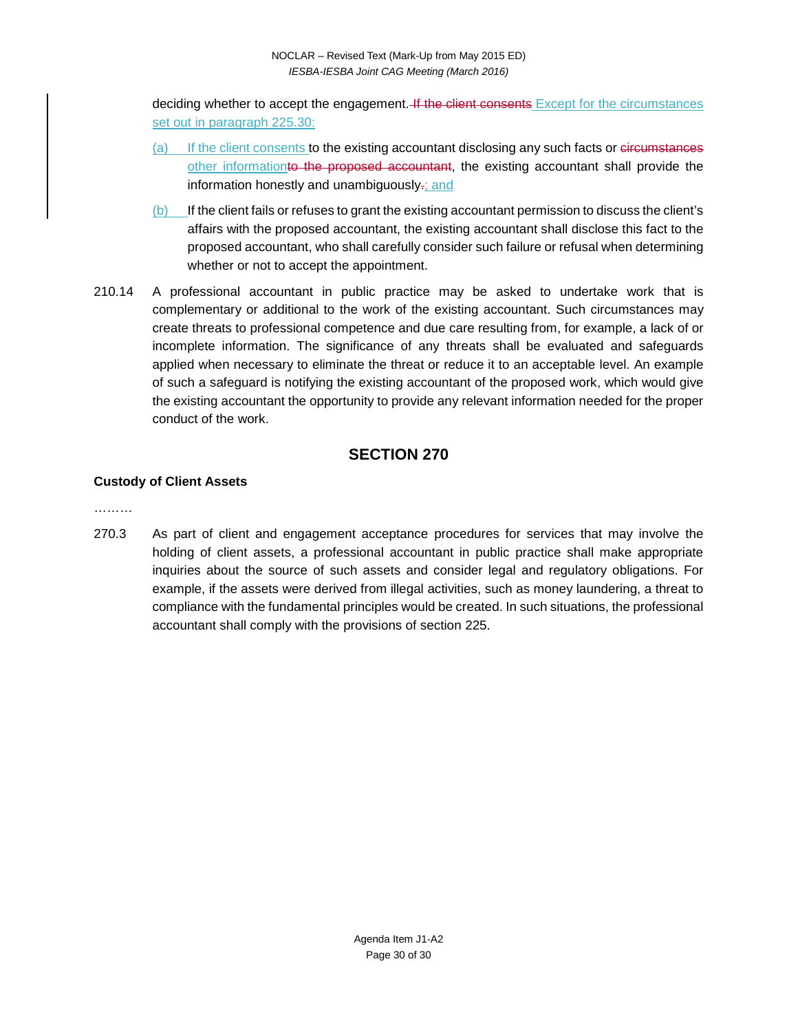deciding whether to accept the engagement. ~~If the client consents~~ Except for the circumstances set out in paragraph 225.30:

(a) If the client consents to the existing accountant disclosing any such facts or ~~circumstances~~ other information~~to the proposed accountant~~, the existing accountant shall provide the information honestly and unambiguously~~.~~; and

(b) If the client fails or refuses to grant the existing accountant permission to discuss the client's affairs with the proposed accountant, the existing accountant shall disclose this fact to the proposed accountant, who shall carefully consider such failure or refusal when determining whether or not to accept the appointment.

210.14 A professional accountant in public practice may be asked to undertake work that is complementary or additional to the work of the existing accountant. Such circumstances may create threats to professional competence and due care resulting from, for example, a lack of or incomplete information. The significance of any threats shall be evaluated and safeguards applied when necessary to eliminate the threat or reduce it to an acceptable level. An example of such a safeguard is notifying the existing accountant of the proposed work, which would give the existing accountant the opportunity to provide any relevant information needed for the proper conduct of the work.

## SECTION 270

**Custody of Client Assets**

………

270.3 As part of client and engagement acceptance procedures for services that may involve the holding of client assets, a professional accountant in public practice shall make appropriate inquiries about the source of such assets and consider legal and regulatory obligations. For example, if the assets were derived from illegal activities, such as money laundering, a threat to compliance with the fundamental principles would be created. In such situations, the professional accountant shall comply with the provisions of section 225.